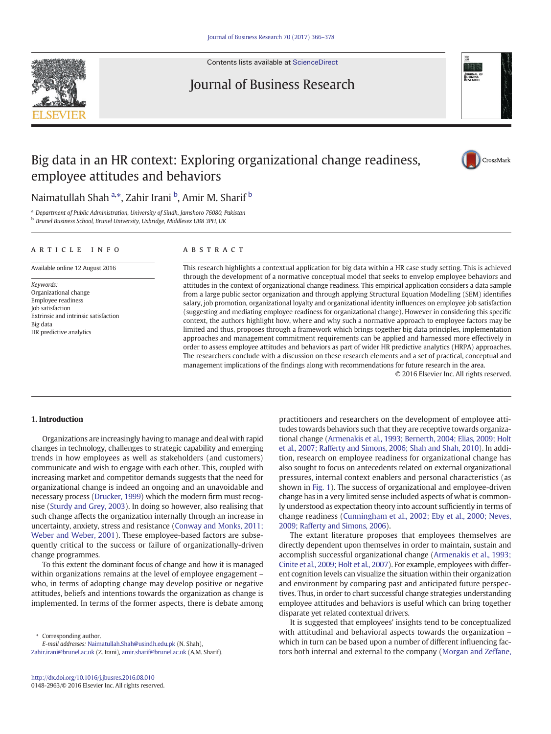# Big data in an HR context: Exploring organizational change readiness, employee attitudes and behaviors

Naimatullah Shah [a,*], Zahir Irani [b], Amir M. Sharif [b]

[a] Department of Public Administration, University of Sindh, Jamshoro 76080, Pakistan
[b] Brunel Business School, Brunel University, Uxbridge, Middlesex UB8 3PH, UK

## ARTICLE INFO

Available online 12 August 2016

*Keywords:*
Organizational change
Employee readiness
Job satisfaction
Extrinsic and intrinsic satisfaction
Big data
HR predictive analytics

## ABSTRACT

This research highlights a contextual application for big data within a HR case study setting. This is achieved through the development of a normative conceptual model that seeks to envelop employee behaviors and attitudes in the context of organizational change readiness. This empirical application considers a data sample from a large public sector organization and through applying Structural Equation Modelling (SEM) identifies salary, job promotion, organizational loyalty and organizational identity influences on employee job satisfaction (suggesting and mediating employee readiness for organizational change). However in considering this specific context, the authors highlight how, where and why such a normative approach to employee factors may be limited and thus, proposes through a framework which brings together big data principles, implementation approaches and management commitment requirements can be applied and harnessed more effectively in order to assess employee attitudes and behaviors as part of wider HR predictive analytics (HRPA) approaches. The researchers conclude with a discussion on these research elements and a set of practical, conceptual and management implications of the findings along with recommendations for future research in the area.

© 2016 Elsevier Inc. All rights reserved.

## 1. Introduction

Organizations are increasingly having to manage and deal with rapid changes in technology, challenges to strategic capability and emerging trends in how employees as well as stakeholders (and customers) communicate and wish to engage with each other. This, coupled with increasing market and competitor demands suggests that the need for organizational change is indeed an ongoing and an unavoidable and necessary process (Drucker, 1999) which the modern firm must recognise (Sturdy and Grey, 2003). In doing so however, also realising that such change affects the organization internally through an increase in uncertainty, anxiety, stress and resistance (Conway and Monks, 2011; Weber and Weber, 2001). These employee-based factors are subsequently critical to the success or failure of organizationally-driven change programmes.

To this extent the dominant focus of change and how it is managed within organizations remains at the level of employee engagement – who, in terms of adopting change may develop positive or negative attitudes, beliefs and intentions towards the organization as change is implemented. In terms of the former aspects, there is debate among practitioners and researchers on the development of employee attitudes towards behaviors such that they are receptive towards organizational change (Armenakis et al., 1993; Bernerth, 2004; Elias, 2009; Holt et al., 2007; Rafferty and Simons, 2006; Shah and Shah, 2010). In addition, research on employee readiness for organizational change has also sought to focus on antecedents related on external organizational pressures, internal context enablers and personal characteristics (as shown in Fig. 1). The success of organizational and employee-driven change has in a very limited sense included aspects of what is commonly understood as expectation theory into account sufficiently in terms of change readiness (Cunningham et al., 2002; Eby et al., 2000; Neves, 2009; Rafferty and Simons, 2006).

The extant literature proposes that employees themselves are directly dependent upon themselves in order to maintain, sustain and accomplish successful organizational change (Armenakis et al., 1993; Cinite et al., 2009; Holt et al., 2007). For example, employees with different cognition levels can visualize the situation within their organization and environment by comparing past and anticipated future perspectives. Thus, in order to chart successful change strategies understanding employee attitudes and behaviors is useful which can bring together disparate yet related contextual drivers.

It is suggested that employees' insights tend to be conceptualized with attitudinal and behavioral aspects towards the organization – which in turn can be based upon a number of different influencing factors both internal and external to the company (Morgan and Zeffane,

* Corresponding author.
*E-mail addresses:* Naimatullah.Shah@usindh.edu.pk (N. Shah), Zahir.irani@brunel.ac.uk (Z. Irani), amir.sharif@brunel.ac.uk (A.M. Sharif).

http://dx.doi.org/10.1016/j.jbusres.2016.08.010
0148-2963/© 2016 Elsevier Inc. All rights reserved.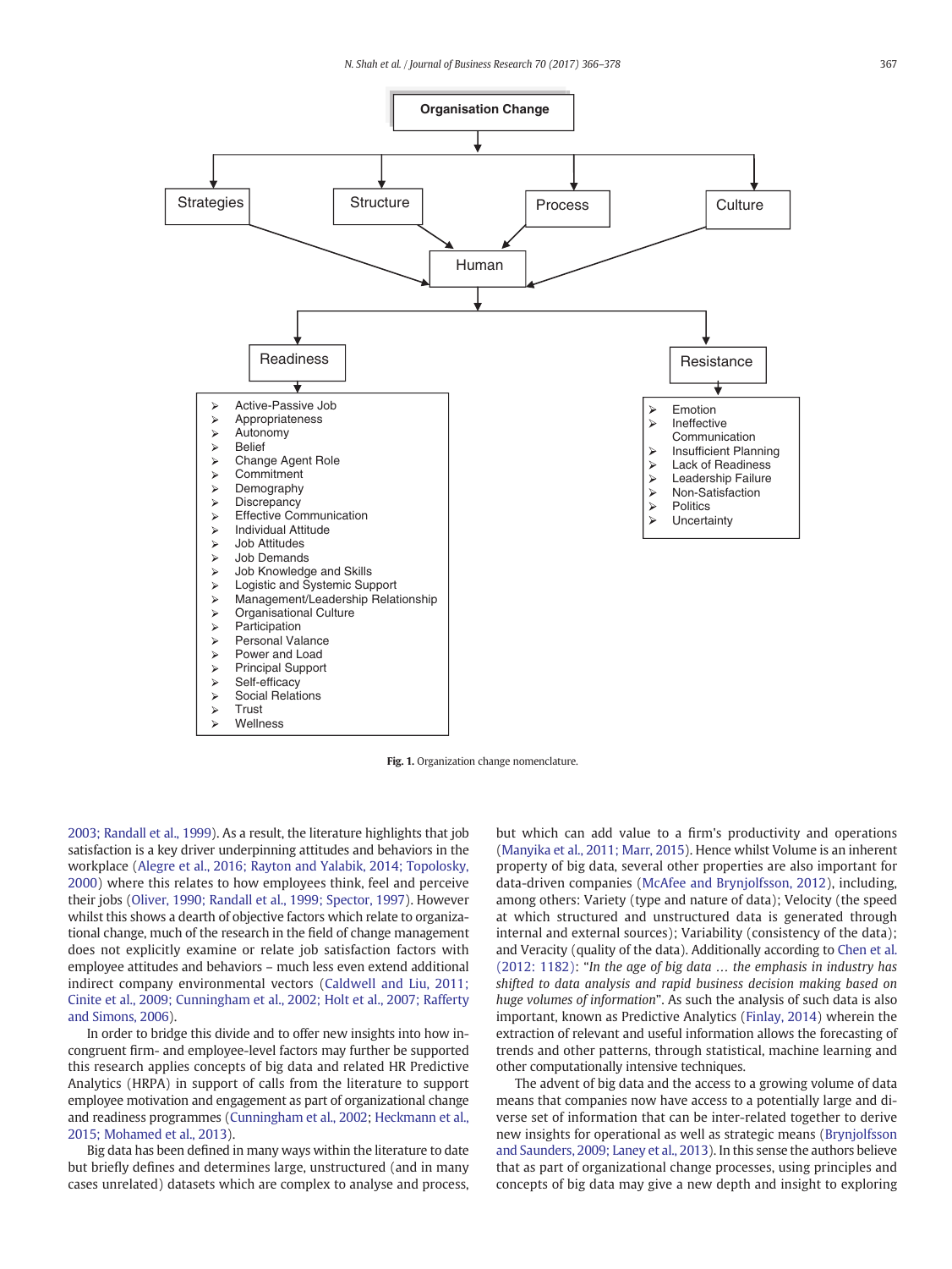**Organisation Change**

- Strategies
- Structure
- Process
- Culture

**Human**

**Readiness**

- Active-Passive Job
- Appropriateness
- Autonomy
- Belief
- Change Agent Role
- Commitment
- Demography
- Discrepancy
- Effective Communication
- Individual Attitude
- Job Attitudes
- Job Demands
- Job Knowledge and Skills
- Logistic and Systemic Support
- Management/Leadership Relationship
- Organisational Culture
- Participation
- Personal Valance
- Power and Load
- Principal Support
- Self-efficacy
- Social Relations
- Trust
- Wellness

**Resistance**

- Emotion
- Ineffective Communication
- Insufficient Planning
- Lack of Readiness
- Leadership Failure
- Non-Satisfaction
- Politics
- Uncertainty

**Fig. 1.** Organization change nomenclature.

2003; Randall et al., 1999). As a result, the literature highlights that job satisfaction is a key driver underpinning attitudes and behaviors in the workplace (Alegre et al., 2016; Rayton and Yalabik, 2014; Topolosky, 2000) where this relates to how employees think, feel and perceive their jobs (Oliver, 1990; Randall et al., 1999; Spector, 1997). However whilst this shows a dearth of objective factors which relate to organizational change, much of the research in the field of change management does not explicitly examine or relate job satisfaction factors with employee attitudes and behaviors – much less even extend additional indirect company environmental vectors (Caldwell and Liu, 2011; Cinite et al., 2009; Cunningham et al., 2002; Holt et al., 2007; Rafferty and Simons, 2006).

In order to bridge this divide and to offer new insights into how incongruent firm- and employee-level factors may further be supported this research applies concepts of big data and related HR Predictive Analytics (HRPA) in support of calls from the literature to support employee motivation and engagement as part of organizational change and readiness programmes (Cunningham et al., 2002; Heckmann et al., 2015; Mohamed et al., 2013).

Big data has been defined in many ways within the literature to date but briefly defines and determines large, unstructured (and in many cases unrelated) datasets which are complex to analyse and process, but which can add value to a firm's productivity and operations (Manyika et al., 2011; Marr, 2015). Hence whilst Volume is an inherent property of big data, several other properties are also important for data-driven companies (McAfee and Brynjolfsson, 2012), including, among others: Variety (type and nature of data); Velocity (the speed at which structured and unstructured data is generated through internal and external sources); Variability (consistency of the data); and Veracity (quality of the data). Additionally according to Chen et al. (2012: 1182): "*In the age of big data … the emphasis in industry has shifted to data analysis and rapid business decision making based on huge volumes of information*". As such the analysis of such data is also important, known as Predictive Analytics (Finlay, 2014) wherein the extraction of relevant and useful information allows the forecasting of trends and other patterns, through statistical, machine learning and other computationally intensive techniques.

The advent of big data and the access to a growing volume of data means that companies now have access to a potentially large and diverse set of information that can be inter-related together to derive new insights for operational as well as strategic means (Brynjolfsson and Saunders, 2009; Laney et al., 2013). In this sense the authors believe that as part of organizational change processes, using principles and concepts of big data may give a new depth and insight to exploring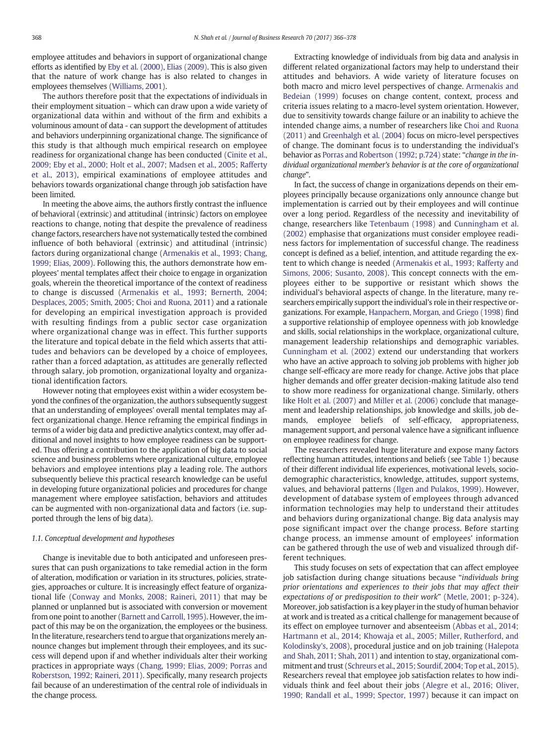employee attitudes and behaviors in support of organizational change efforts as identified by Eby et al. (2000), Elias (2009). This is also given that the nature of work change has is also related to changes in employees themselves (Williams, 2001).

The authors therefore posit that the expectations of individuals in their employment situation – which can draw upon a wide variety of organizational data within and without of the firm and exhibits a voluminous amount of data - can support the development of attitudes and behaviors underpinning organizational change. The significance of this study is that although much empirical research on employee readiness for organizational change has been conducted (Cinite et al., 2009; Eby et al., 2000; Holt et al., 2007; Madsen et al., 2005; Rafferty et al., 2013), empirical examinations of employee attitudes and behaviors towards organizational change through job satisfaction have been limited.

In meeting the above aims, the authors firstly contrast the influence of behavioral (extrinsic) and attitudinal (intrinsic) factors on employee reactions to change, noting that despite the prevalence of readiness change factors, researchers have not systematically tested the combined influence of both behavioral (extrinsic) and attitudinal (intrinsic) factors during organizational change (Armenakis et al., 1993; Chang, 1999; Elias, 2009). Following this, the authors demonstrate how employees' mental templates affect their choice to engage in organization goals, wherein the theoretical importance of the context of readiness to change is discussed (Armenakis et al., 1993; Bernerth, 2004; Desplaces, 2005; Smith, 2005; Choi and Ruona, 2011) and a rationale for developing an empirical investigation approach is provided with resulting findings from a public sector case organization where organizational change was in effect. This further supports the literature and topical debate in the field which asserts that attitudes and behaviors can be developed by a choice of employees, rather than a forced adaptation, as attitudes are generally reflected through salary, job promotion, organizational loyalty and organizational identification factors.

However noting that employees exist within a wider ecosystem beyond the confines of the organization, the authors subsequently suggest that an understanding of employees' overall mental templates may affect organizational change. Hence reframing the empirical findings in terms of a wider big data and predictive analytics context, may offer additional and novel insights to how employee readiness can be supported. Thus offering a contribution to the application of big data to social science and business problems where organizational culture, employee behaviors and employee intentions play a leading role. The authors subsequently believe this practical research knowledge can be useful in developing future organizational policies and procedures for change management where employee satisfaction, behaviors and attitudes can be augmented with non-organizational data and factors (i.e. supported through the lens of big data).

### 1.1. Conceptual development and hypotheses

Change is inevitable due to both anticipated and unforeseen pressures that can push organizations to take remedial action in the form of alteration, modification or variation in its structures, policies, strategies, approaches or culture. It is increasingly effect feature of organizational life (Conway and Monks, 2008; Raineri, 2011) that may be planned or unplanned but is associated with conversion or movement from one point to another (Barnett and Carroll, 1995). However, the impact of this may be on the organization, the employees or the business. In the literature, researchers tend to argue that organizations merely announce changes but implement through their employees, and its success will depend upon if and whether individuals alter their working practices in appropriate ways (Chang, 1999; Elias, 2009; Porras and Roberstson, 1992; Raineri, 2011). Specifically, many research projects fail because of an underestimation of the central role of individuals in the change process.

Extracting knowledge of individuals from big data and analysis in different related organizational factors may help to understand their attitudes and behaviors. A wide variety of literature focuses on both macro and micro level perspectives of change. Armenakis and Bedeian (1999) focuses on change content, context, process and criteria issues relating to a macro-level system orientation. However, due to sensitivity towards change failure or an inability to achieve the intended change aims, a number of researchers like Choi and Ruona (2011) and Greenhalgh et al. (2004) focus on micro-level perspectives of change. The dominant focus is to understanding the individual's behavior as Porras and Robertson (1992; p.724) state: "*change in the individual organizational member's behavior is at the core of organizational change*".

In fact, the success of change in organizations depends on their employees principally because organizations only announce change but implementation is carried out by their employees and will continue over a long period. Regardless of the necessity and inevitability of change, researchers like Tetenbaum (1998) and Cunningham et al. (2002) emphasise that organizations must consider employee readiness factors for implementation of successful change. The readiness concept is defined as a belief, intention, and attitude regarding the extent to which change is needed (Armenakis et al., 1993; Rafferty and Simons, 2006; Susanto, 2008). This concept connects with the employees either to be supportive or resistant which shows the individual's behavioral aspects of change. In the literature, many researchers empirically support the individual's role in their respective organizations. For example, Hanpachern, Morgan, and Griego (1998) find a supportive relationship of employee openness with job knowledge and skills, social relationships in the workplace, organizational culture, management leadership relationships and demographic variables. Cunningham et al. (2002) extend our understanding that workers who have an active approach to solving job problems with higher job change self-efficacy are more ready for change. Active jobs that place higher demands and offer greater decision-making latitude also tend to show more readiness for organizational change. Similarly, others like Holt et al. (2007) and Miller et al. (2006) conclude that management and leadership relationships, job knowledge and skills, job demands, employee beliefs of self-efficacy, appropriateness, management support, and personal valence have a significant influence on employee readiness for change.

The researchers revealed huge literature and expose many factors reflecting human attitudes, intentions and beliefs (see Table 1) because of their different individual life experiences, motivational levels, socio-demographic characteristics, knowledge, attitudes, support systems, values, and behavioral patterns (Ilgen and Pulakos, 1999). However, development of database system of employees through advanced information technologies may help to understand their attitudes and behaviors during organizational change. Big data analysis may pose significant impact over the change process. Before starting change process, an immense amount of employees' information can be gathered through the use of web and visualized through different techniques.

This study focuses on sets of expectation that can affect employee job satisfaction during change situations because "*individuals bring prior orientations and experiences to their jobs that may affect their expectations of or predisposition to their work*" (Metle, 2001; p-324). Moreover, job satisfaction is a key player in the study of human behavior at work and is treated as a critical challenge for management because of its effect on employee turnover and absenteeism (Abbas et al., 2014; Hartmann et al., 2014; Khowaja et al., 2005; Miller, Rutherford, and Kolodinsky's, 2008), procedural justice and on job training (Halepota and Shah, 2011; Shah, 2011) and intention to stay, organizational commitment and trust (Schreurs et al., 2015; Sourdif, 2004; Top et al., 2015). Researchers reveal that employee job satisfaction relates to how individuals think and feel about their jobs (Alegre et al., 2016; Oliver, 1990; Randall et al., 1999; Spector, 1997) because it can impact on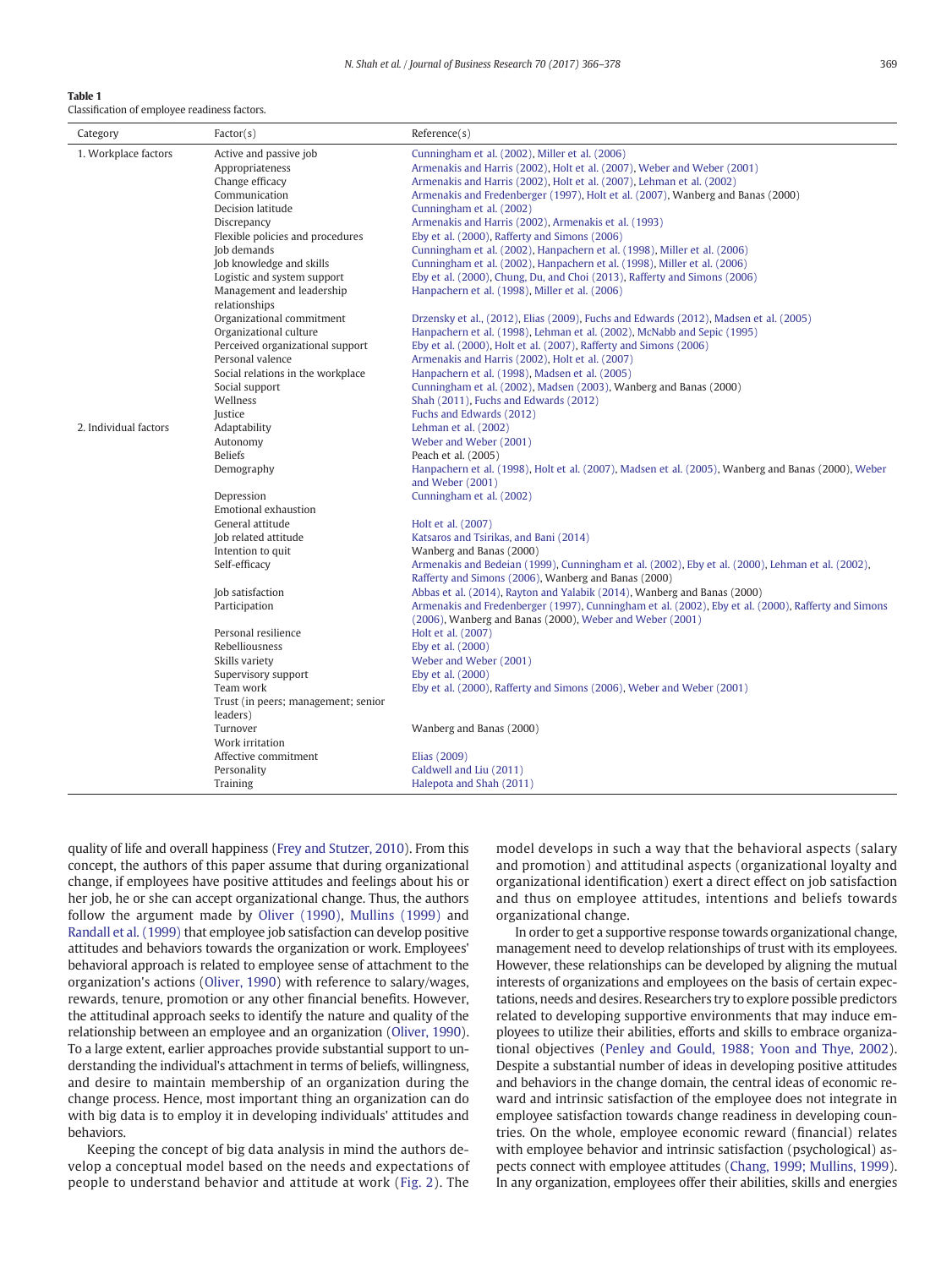**Table 1**
Classification of employee readiness factors.

| Category | Factor(s) | Reference(s) |
|---|---|---|
| 1. Workplace factors | Active and passive job | Cunningham et al. (2002), Miller et al. (2006) |
| | Appropriateness | Armenakis and Harris (2002), Holt et al. (2007), Weber and Weber (2001) |
| | Change efficacy | Armenakis and Harris (2002), Holt et al. (2007), Lehman et al. (2002) |
| | Communication | Armenakis and Fredenberger (1997), Holt et al. (2007), Wanberg and Banas (2000) |
| | Decision latitude | Cunningham et al. (2002) |
| | Discrepancy | Armenakis and Harris (2002), Armenakis et al. (1993) |
| | Flexible policies and procedures | Eby et al. (2000), Rafferty and Simons (2006) |
| | Job demands | Cunningham et al. (2002), Hanpachern et al. (1998), Miller et al. (2006) |
| | Job knowledge and skills | Cunningham et al. (2002), Hanpachern et al. (1998), Miller et al. (2006) |
| | Logistic and system support | Eby et al. (2000), Chung, Du, and Choi (2013), Rafferty and Simons (2006) |
| | Management and leadership relationships | Hanpachern et al. (1998), Miller et al. (2006) |
| | Organizational commitment | Drzensky et al., (2012), Elias (2009), Fuchs and Edwards (2012), Madsen et al. (2005) |
| | Organizational culture | Hanpachern et al. (1998), Lehman et al. (2002), McNabb and Sepic (1995) |
| | Perceived organizational support | Eby et al. (2000), Holt et al. (2007), Rafferty and Simons (2006) |
| | Personal valence | Armenakis and Harris (2002), Holt et al. (2007) |
| | Social relations in the workplace | Hanpachern et al. (1998), Madsen et al. (2005) |
| | Social support | Cunningham et al. (2002), Madsen (2003), Wanberg and Banas (2000) |
| | Wellness | Shah (2011), Fuchs and Edwards (2012) |
| | Justice | Fuchs and Edwards (2012) |
| 2. Individual factors | Adaptability | Lehman et al. (2002) |
| | Autonomy | Weber and Weber (2001) |
| | Beliefs | Peach et al. (2005) |
| | Demography | Hanpachern et al. (1998), Holt et al. (2007), Madsen et al. (2005), Wanberg and Banas (2000), Weber and Weber (2001) |
| | Depression | Cunningham et al. (2002) |
| | Emotional exhaustion | |
| | General attitude | Holt et al. (2007) |
| | Job related attitude | Katsaros and Tsirikas, and Bani (2014) |
| | Intention to quit | Wanberg and Banas (2000) |
| | Self-efficacy | Armenakis and Bedeian (1999), Cunningham et al. (2002), Eby et al. (2000), Lehman et al. (2002), Rafferty and Simons (2006), Wanberg and Banas (2000) |
| | Job satisfaction | Abbas et al. (2014), Rayton and Yalabik (2014), Wanberg and Banas (2000) |
| | Participation | Armenakis and Fredenberger (1997), Cunningham et al. (2002), Eby et al. (2000), Rafferty and Simons (2006), Wanberg and Banas (2000), Weber and Weber (2001) |
| | Personal resilience | Holt et al. (2007) |
| | Rebelliousness | Eby et al. (2000) |
| | Skills variety | Weber and Weber (2001) |
| | Supervisory support | Eby et al. (2000) |
| | Team work | Eby et al. (2000), Rafferty and Simons (2006), Weber and Weber (2001) |
| | Trust (in peers; management; senior leaders) | |
| | Turnover | Wanberg and Banas (2000) |
| | Work irritation | |
| | Affective commitment | Elias (2009) |
| | Personality | Caldwell and Liu (2011) |
| | Training | Halepota and Shah (2011) |

quality of life and overall happiness (Frey and Stutzer, 2010). From this concept, the authors of this paper assume that during organizational change, if employees have positive attitudes and feelings about his or her job, he or she can accept organizational change. Thus, the authors follow the argument made by Oliver (1990), Mullins (1999) and Randall et al. (1999) that employee job satisfaction can develop positive attitudes and behaviors towards the organization or work. Employees' behavioral approach is related to employee sense of attachment to the organization's actions (Oliver, 1990) with reference to salary/wages, rewards, tenure, promotion or any other financial benefits. However, the attitudinal approach seeks to identify the nature and quality of the relationship between an employee and an organization (Oliver, 1990). To a large extent, earlier approaches provide substantial support to understanding the individual's attachment in terms of beliefs, willingness, and desire to maintain membership of an organization during the change process. Hence, most important thing an organization can do with big data is to employ it in developing individuals' attitudes and behaviors.

Keeping the concept of big data analysis in mind the authors develop a conceptual model based on the needs and expectations of people to understand behavior and attitude at work (Fig. 2). The model develops in such a way that the behavioral aspects (salary and promotion) and attitudinal aspects (organizational loyalty and organizational identification) exert a direct effect on job satisfaction and thus on employee attitudes, intentions and beliefs towards organizational change.

In order to get a supportive response towards organizational change, management need to develop relationships of trust with its employees. However, these relationships can be developed by aligning the mutual interests of organizations and employees on the basis of certain expectations, needs and desires. Researchers try to explore possible predictors related to developing supportive environments that may induce employees to utilize their abilities, efforts and skills to embrace organizational objectives (Penley and Gould, 1988; Yoon and Thye, 2002). Despite a substantial number of ideas in developing positive attitudes and behaviors in the change domain, the central ideas of economic reward and intrinsic satisfaction of the employee does not integrate in employee satisfaction towards change readiness in developing countries. On the whole, employee economic reward (financial) relates with employee behavior and intrinsic satisfaction (psychological) aspects connect with employee attitudes (Chang, 1999; Mullins, 1999). In any organization, employees offer their abilities, skills and energies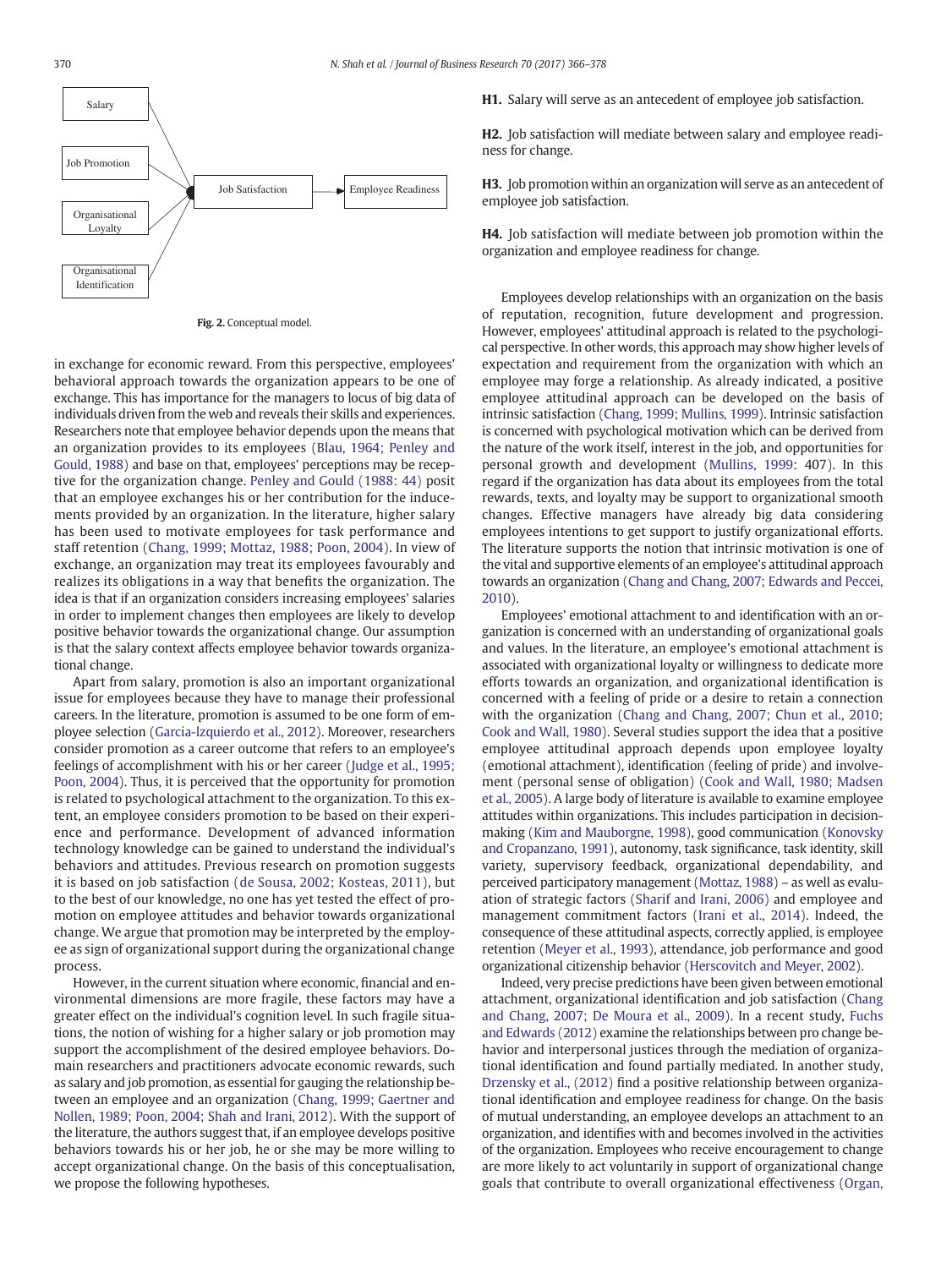Fig. 2. Conceptual model.

in exchange for economic reward. From this perspective, employees' behavioral approach towards the organization appears to be one of exchange. This has importance for the managers to locus of big data of individuals driven from the web and reveals their skills and experiences. Researchers note that employee behavior depends upon the means that an organization provides to its employees (Blau, 1964; Penley and Gould, 1988) and base on that, employees' perceptions may be receptive for the organization change. Penley and Gould (1988: 44) posit that an employee exchanges his or her contribution for the inducements provided by an organization. In the literature, higher salary has been used to motivate employees for task performance and staff retention (Chang, 1999; Mottaz, 1988; Poon, 2004). In view of exchange, an organization may treat its employees favourably and realizes its obligations in a way that benefits the organization. The idea is that if an organization considers increasing employees' salaries in order to implement changes then employees are likely to develop positive behavior towards the organizational change. Our assumption is that the salary context affects employee behavior towards organizational change.

Apart from salary, promotion is also an important organizational issue for employees because they have to manage their professional careers. In the literature, promotion is assumed to be one form of employee selection (Garcia-Izquierdo et al., 2012). Moreover, researchers consider promotion as a career outcome that refers to an employee's feelings of accomplishment with his or her career (Judge et al., 1995; Poon, 2004). Thus, it is perceived that the opportunity for promotion is related to psychological attachment to the organization. To this extent, an employee considers promotion to be based on their experience and performance. Development of advanced information technology knowledge can be gained to understand the individual's behaviors and attitudes. Previous research on promotion suggests it is based on job satisfaction (de Sousa, 2002; Kosteas, 2011), but to the best of our knowledge, no one has yet tested the effect of promotion on employee attitudes and behavior towards organizational change. We argue that promotion may be interpreted by the employee as sign of organizational support during the organizational change process.

However, in the current situation where economic, financial and environmental dimensions are more fragile, these factors may have a greater effect on the individual's cognition level. In such fragile situations, the notion of wishing for a higher salary or job promotion may support the accomplishment of the desired employee behaviors. Domain researchers and practitioners advocate economic rewards, such as salary and job promotion, as essential for gauging the relationship between an employee and an organization (Chang, 1999; Gaertner and Nollen, 1989; Poon, 2004; Shah and Irani, 2012). With the support of the literature, the authors suggest that, if an employee develops positive behaviors towards his or her job, he or she may be more willing to accept organizational change. On the basis of this conceptualisation, we propose the following hypotheses.

**H1.** Salary will serve as an antecedent of employee job satisfaction.

**H2.** Job satisfaction will mediate between salary and employee readiness for change.

**H3.** Job promotion within an organization will serve as an antecedent of employee job satisfaction.

**H4.** Job satisfaction will mediate between job promotion within the organization and employee readiness for change.

Employees develop relationships with an organization on the basis of reputation, recognition, future development and progression. However, employees' attitudinal approach is related to the psychological perspective. In other words, this approach may show higher levels of expectation and requirement from the organization with which an employee may forge a relationship. As already indicated, a positive employee attitudinal approach can be developed on the basis of intrinsic satisfaction (Chang, 1999; Mullins, 1999). Intrinsic satisfaction is concerned with psychological motivation which can be derived from the nature of the work itself, interest in the job, and opportunities for personal growth and development (Mullins, 1999: 407). In this regard if the organization has data about its employees from the total rewards, texts, and loyalty may be support to organizational smooth changes. Effective managers have already big data considering employees intentions to get support to justify organizational efforts. The literature supports the notion that intrinsic motivation is one of the vital and supportive elements of an employee's attitudinal approach towards an organization (Chang and Chang, 2007; Edwards and Peccei, 2010).

Employees' emotional attachment to and identification with an organization is concerned with an understanding of organizational goals and values. In the literature, an employee's emotional attachment is associated with organizational loyalty or willingness to dedicate more efforts towards an organization, and organizational identification is concerned with a feeling of pride or a desire to retain a connection with the organization (Chang and Chang, 2007; Chun et al., 2010; Cook and Wall, 1980). Several studies support the idea that a positive employee attitudinal approach depends upon employee loyalty (emotional attachment), identification (feeling of pride) and involvement (personal sense of obligation) (Cook and Wall, 1980; Madsen et al., 2005). A large body of literature is available to examine employee attitudes within organizations. This includes participation in decision-making (Kim and Mauborgne, 1998), good communication (Konovsky and Cropanzano, 1991), autonomy, task significance, task identity, skill variety, supervisory feedback, organizational dependability, and perceived participatory management (Mottaz, 1988) – as well as evaluation of strategic factors (Sharif and Irani, 2006) and employee and management commitment factors (Irani et al., 2014). Indeed, the consequence of these attitudinal aspects, correctly applied, is employee retention (Meyer et al., 1993), attendance, job performance and good organizational citizenship behavior (Herscovitch and Meyer, 2002).

Indeed, very precise predictions have been given between emotional attachment, organizational identification and job satisfaction (Chang and Chang, 2007; De Moura et al., 2009). In a recent study, Fuchs and Edwards (2012) examine the relationships between pro change behavior and interpersonal justices through the mediation of organizational identification and found partially mediated. In another study, Drzensky et al., (2012) find a positive relationship between organizational identification and employee readiness for change. On the basis of mutual understanding, an employee develops an attachment to an organization, and identifies with and becomes involved in the activities of the organization. Employees who receive encouragement to change are more likely to act voluntarily in support of organizational change goals that contribute to overall organizational effectiveness (Organ,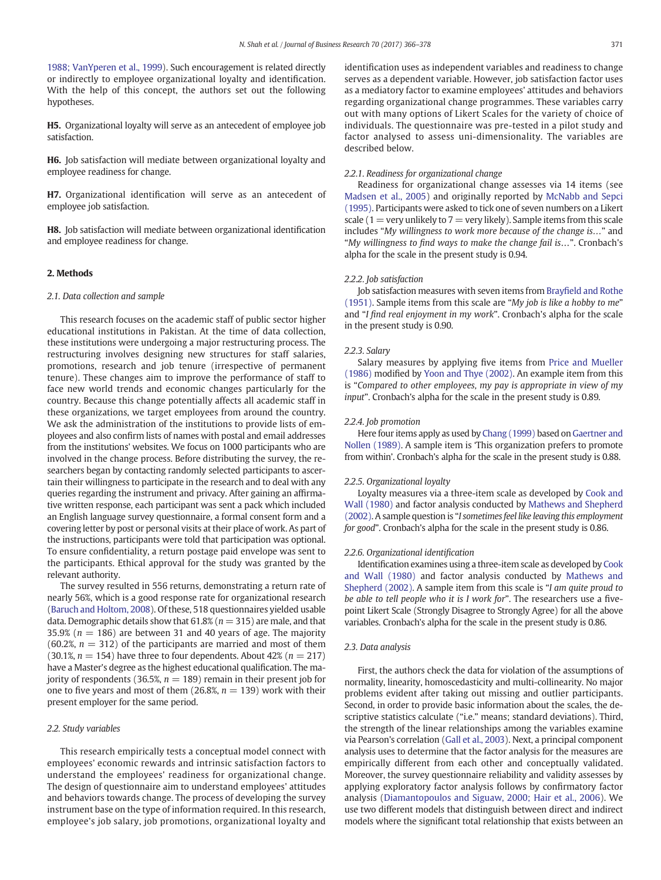1988; VanYperen et al., 1999). Such encouragement is related directly or indirectly to employee organizational loyalty and identification. With the help of this concept, the authors set out the following hypotheses.

**H5.** Organizational loyalty will serve as an antecedent of employee job satisfaction.

**H6.** Job satisfaction will mediate between organizational loyalty and employee readiness for change.

**H7.** Organizational identification will serve as an antecedent of employee job satisfaction.

**H8.** Job satisfaction will mediate between organizational identification and employee readiness for change.

## 2. Methods

### 2.1. Data collection and sample

This research focuses on the academic staff of public sector higher educational institutions in Pakistan. At the time of data collection, these institutions were undergoing a major restructuring process. The restructuring involves designing new structures for staff salaries, promotions, research and job tenure (irrespective of permanent tenure). These changes aim to improve the performance of staff to face new world trends and economic changes particularly for the country. Because this change potentially affects all academic staff in these organizations, we target employees from around the country. We ask the administration of the institutions to provide lists of employees and also confirm lists of names with postal and email addresses from the institutions' websites. We focus on 1000 participants who are involved in the change process. Before distributing the survey, the researchers began by contacting randomly selected participants to ascertain their willingness to participate in the research and to deal with any queries regarding the instrument and privacy. After gaining an affirmative written response, each participant was sent a pack which included an English language survey questionnaire, a formal consent form and a covering letter by post or personal visits at their place of work. As part of the instructions, participants were told that participation was optional. To ensure confidentiality, a return postage paid envelope was sent to the participants. Ethical approval for the study was granted by the relevant authority.

The survey resulted in 556 returns, demonstrating a return rate of nearly 56%, which is a good response rate for organizational research (Baruch and Holtom, 2008). Of these, 518 questionnaires yielded usable data. Demographic details show that 61.8% ($n = 315$) are male, and that 35.9% ($n = 186$) are between 31 and 40 years of age. The majority (60.2%, $n = 312$) of the participants are married and most of them (30.1%, $n = 154$) have three to four dependents. About 42% ($n = 217$) have a Master's degree as the highest educational qualification. The majority of respondents (36.5%, $n = 189$) remain in their present job for one to five years and most of them (26.8%, $n = 139$) work with their present employer for the same period.

### 2.2. Study variables

This research empirically tests a conceptual model connect with employees' economic rewards and intrinsic satisfaction factors to understand the employees' readiness for organizational change. The design of questionnaire aim to understand employees' attitudes and behaviors towards change. The process of developing the survey instrument base on the type of information required. In this research, employee's job salary, job promotions, organizational loyalty and identification uses as independent variables and readiness to change serves as a dependent variable. However, job satisfaction factor uses as a mediatory factor to examine employees' attitudes and behaviors regarding organizational change programmes. These variables carry out with many options of Likert Scales for the variety of choice of individuals. The questionnaire was pre-tested in a pilot study and factor analysed to assess uni-dimensionality. The variables are described below.

#### 2.2.1. Readiness for organizational change

Readiness for organizational change assesses via 14 items (see Madsen et al., 2005) and originally reported by McNabb and Sepci (1995). Participants were asked to tick one of seven numbers on a Likert scale (1 = very unlikely to 7 = very likely). Sample items from this scale includes "*My willingness to work more because of the change is*…" and "*My willingness to find ways to make the change fail is*…". Cronbach's alpha for the scale in the present study is 0.94.

#### 2.2.2. Job satisfaction

Job satisfaction measures with seven items from Brayfield and Rothe (1951). Sample items from this scale are "*My job is like a hobby to me*" and "*I find real enjoyment in my work*". Cronbach's alpha for the scale in the present study is 0.90.

#### 2.2.3. Salary

Salary measures by applying five items from Price and Mueller (1986) modified by Yoon and Thye (2002). An example item from this is "*Compared to other employees, my pay is appropriate in view of my input*". Cronbach's alpha for the scale in the present study is 0.89.

#### 2.2.4. Job promotion

Here four items apply as used by Chang (1999) based on Gaertner and Nollen (1989). A sample item is 'This organization prefers to promote from within'. Cronbach's alpha for the scale in the present study is 0.88.

#### 2.2.5. Organizational loyalty

Loyalty measures via a three-item scale as developed by Cook and Wall (1980) and factor analysis conducted by Mathews and Shepherd (2002). A sample question is "*I sometimes feel like leaving this employment for good*". Cronbach's alpha for the scale in the present study is 0.86.

#### 2.2.6. Organizational identification

Identification examines using a three-item scale as developed by Cook and Wall (1980) and factor analysis conducted by Mathews and Shepherd (2002). A sample item from this scale is "*I am quite proud to be able to tell people who it is I work for*". The researchers use a five-point Likert Scale (Strongly Disagree to Strongly Agree) for all the above variables. Cronbach's alpha for the scale in the present study is 0.86.

### 2.3. Data analysis

First, the authors check the data for violation of the assumptions of normality, linearity, homoscedasticity and multi-collinearity. No major problems evident after taking out missing and outlier participants. Second, in order to provide basic information about the scales, the descriptive statistics calculate ("i.e." means; standard deviations). Third, the strength of the linear relationships among the variables examine via Pearson's correlation (Gall et al., 2003). Next, a principal component analysis uses to determine that the factor analysis for the measures are empirically different from each other and conceptually validated. Moreover, the survey questionnaire reliability and validity assesses by applying exploratory factor analysis follows by confirmatory factor analysis (Diamantopoulos and Siguaw, 2000; Hair et al., 2006). We use two different models that distinguish between direct and indirect models where the significant total relationship that exists between an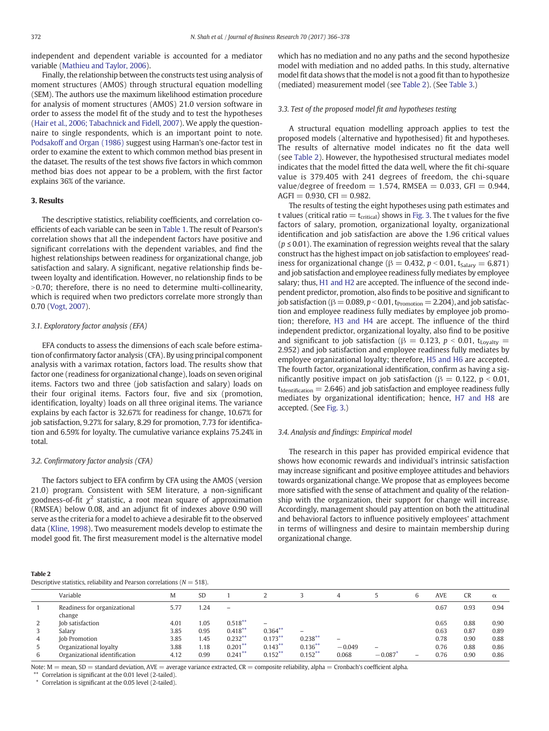independent and dependent variable is accounted for a mediator variable (Mathieu and Taylor, 2006).

Finally, the relationship between the constructs test using analysis of moment structures (AMOS) through structural equation modelling (SEM). The authors use the maximum likelihood estimation procedure for analysis of moment structures (AMOS) 21.0 version software in order to assess the model fit of the study and to test the hypotheses (Hair et al., 2006; Tabachnick and Fidell, 2007). We apply the questionnaire to single respondents, which is an important point to note. Podsakoff and Organ (1986) suggest using Harman's one-factor test in order to examine the extent to which common method bias present in the dataset. The results of the test shows five factors in which common method bias does not appear to be a problem, with the first factor explains 36% of the variance.

## 3. Results

The descriptive statistics, reliability coefficients, and correlation coefficients of each variable can be seen in Table 1. The result of Pearson's correlation shows that all the independent factors have positive and significant correlations with the dependent variables, and find the highest relationships between readiness for organizational change, job satisfaction and salary. A significant, negative relationship finds between loyalty and identification. However, no relationship finds to be >0.70; therefore, there is no need to determine multi-collinearity, which is required when two predictors correlate more strongly than 0.70 (Vogt, 2007).

### 3.1. Exploratory factor analysis (EFA)

EFA conducts to assess the dimensions of each scale before estimation of confirmatory factor analysis (CFA). By using principal component analysis with a varimax rotation, factors load. The results show that factor one (readiness for organizational change), loads on seven original items. Factors two and three (job satisfaction and salary) loads on their four original items. Factors four, five and six (promotion, identification, loyalty) loads on all three original items. The variance explains by each factor is 32.67% for readiness for change, 10.67% for job satisfaction, 9.27% for salary, 8.29 for promotion, 7.73 for identification and 6.59% for loyalty. The cumulative variance explains 75.24% in total.

### 3.2. Confirmatory factor analysis (CFA)

The factors subject to EFA confirm by CFA using the AMOS (version 21.0) program. Consistent with SEM literature, a non-significant goodness-of-fit $\chi^2$ statistic, a root mean square of approximation (RMSEA) below 0.08, and an adjunct fit of indexes above 0.90 will serve as the criteria for a model to achieve a desirable fit to the observed data (Kline, 1998). Two measurement models develop to estimate the model good fit. The first measurement model is the alternative model which has no mediation and no any paths and the second hypothesize model with mediation and no added paths. In this study, alternative model fit data shows that the model is not a good fit than to hypothesize (mediated) measurement model (see Table 2). (See Table 3.)

### 3.3. Test of the proposed model fit and hypotheses testing

A structural equation modelling approach applies to test the proposed models (alternative and hypothesised) fit and hypotheses. The results of alternative model indicates no fit the data well (see Table 2). However, the hypothesised structural mediates model indicates that the model fitted the data well, where the fit chi-square value is 379.405 with 241 degrees of freedom, the chi-square value/degree of freedom = 1.574, RMSEA = 0.033, GFI = 0.944, AGFI = 0.930, CFI = 0.982.

The results of testing the eight hypotheses using path estimates and t values (critical ratio = $t_{critical}$) shows in Fig. 3. The t values for the five factors of salary, promotion, organizational loyalty, organizational identification and job satisfaction are above the 1.96 critical values ($p \leq 0.01$). The examination of regression weights reveal that the salary construct has the highest impact on job satisfaction to employees' readiness for organizational change ($\beta = 0.432$, $p < 0.01$, $t_{Salary} = 6.871$) and job satisfaction and employee readiness fully mediates by employee salary; thus, H1 and H2 are accepted. The influence of the second independent predictor, promotion, also finds to be positive and significant to job satisfaction ($\beta = 0.089$, $p < 0.01$, $t_{Promotion} = 2.204$), and job satisfaction and employee readiness fully mediates by employee job promotion; therefore, H3 and H4 are accept. The influence of the third independent predictor, organizational loyalty, also find to be positive and significant to job satisfaction ($\beta = 0.123$, $p < 0.01$, $t_{Loyalty} = 2.952$) and job satisfaction and employee readiness fully mediates by employee organizational loyalty; therefore, H5 and H6 are accepted. The fourth factor, organizational identification, confirm as having a significantly positive impact on job satisfaction ($\beta = 0.122$, $p < 0.01$, $t_{Identification} = 2.646$) and job satisfaction and employee readiness fully mediates by organizational identification; hence, H7 and H8 are accepted. (See Fig. 3.)

### 3.4. Analysis and findings: Empirical model

The research in this paper has provided empirical evidence that shows how economic rewards and individual's intrinsic satisfaction may increase significant and positive employee attitudes and behaviors towards organizational change. We propose that as employees become more satisfied with the sense of attachment and quality of the relationship with the organization, their support for change will increase. Accordingly, management should pay attention on both the attitudinal and behavioral factors to influence positively employees' attachment in terms of willingness and desire to maintain membership during organizational change.

**Table 2**
Descriptive statistics, reliability and Pearson correlations ($N = 518$).

| | Variable | M | SD | 1 | 2 | 3 | 4 | 5 | 6 | AVE | CR | α |
|---|---|---|---|---|---|---|---|---|---|---|---|---|
| 1 | Readiness for organizational change | 5.77 | 1.24 | – | | | | | | 0.67 | 0.93 | 0.94 |
| 2 | Job satisfaction | 4.01 | 1.05 | 0.518** | – | | | | | 0.65 | 0.88 | 0.90 |
| 3 | Salary | 3.85 | 0.95 | 0.418** | 0.364** | – | | | | 0.63 | 0.87 | 0.89 |
| 4 | Job Promotion | 3.85 | 1.45 | 0.232** | 0.173** | 0.238** | – | | | 0.78 | 0.90 | 0.88 |
| 5 | Organizational loyalty | 3.88 | 1.18 | 0.201** | 0.143** | 0.136** | −0.049 | – | | 0.76 | 0.88 | 0.86 |
| 6 | Organizational identification | 4.12 | 0.99 | 0.241** | 0.152** | 0.152** | 0.068 | −0.087* | – | 0.76 | 0.90 | 0.86 |

Note: M = mean, SD = standard deviation, AVE = average variance extracted, CR = composite reliability, alpha = Cronbach's coefficient alpha.
** Correlation is significant at the 0.01 level (2-tailed).
* Correlation is significant at the 0.05 level (2-tailed).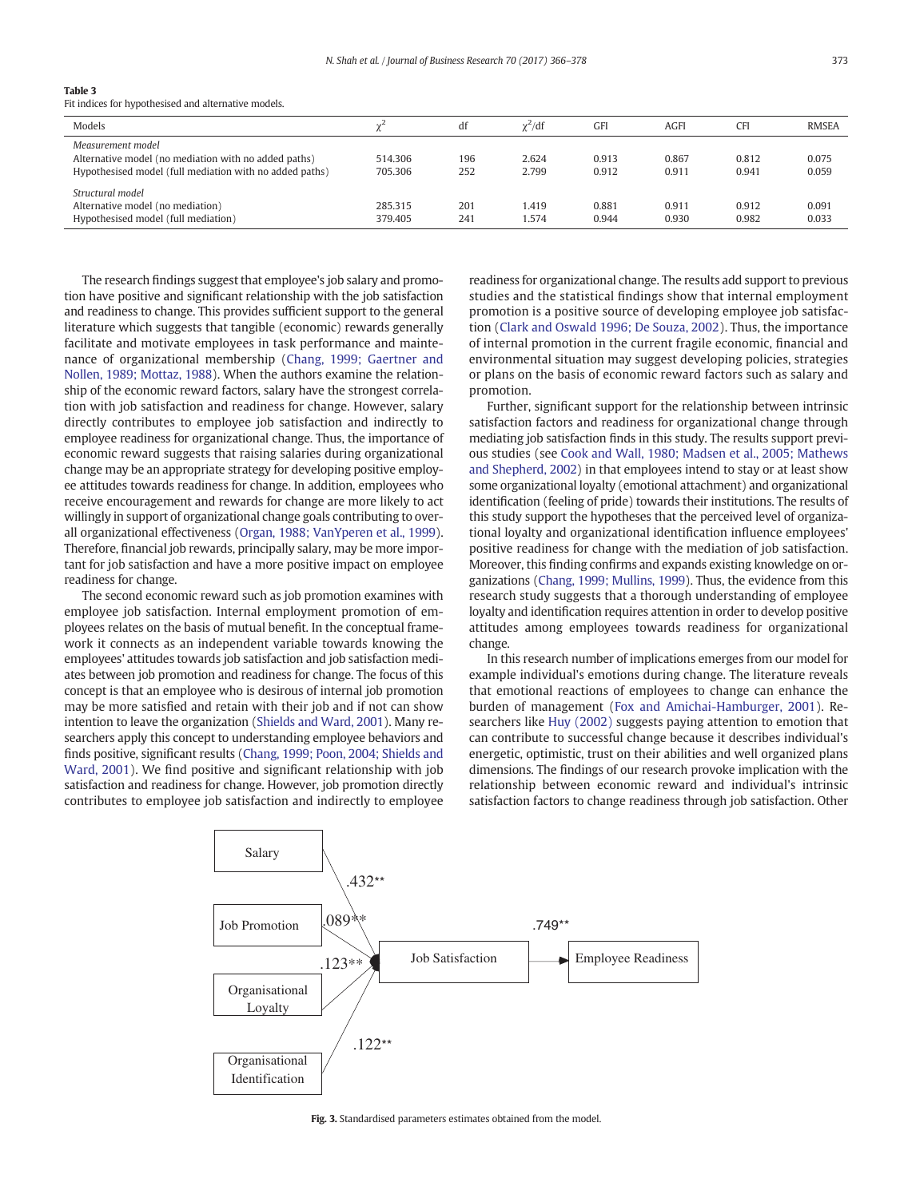**Table 3**
Fit indices for hypothesised and alternative models.

| Models | $\chi^2$ | df | $\chi^2$/df | GFI | AGFI | CFI | RMSEA |
|---|---|---|---|---|---|---|---|
| *Measurement model* | | | | | | | |
| Alternative model (no mediation with no added paths) | 514.306 | 196 | 2.624 | 0.913 | 0.867 | 0.812 | 0.075 |
| Hypothesised model (full mediation with no added paths) | 705.306 | 252 | 2.799 | 0.912 | 0.911 | 0.941 | 0.059 |
| *Structural model* | | | | | | | |
| Alternative model (no mediation) | 285.315 | 201 | 1.419 | 0.881 | 0.911 | 0.912 | 0.091 |
| Hypothesised model (full mediation) | 379.405 | 241 | 1.574 | 0.944 | 0.930 | 0.982 | 0.033 |

The research findings suggest that employee's job salary and promotion have positive and significant relationship with the job satisfaction and readiness to change. This provides sufficient support to the general literature which suggests that tangible (economic) rewards generally facilitate and motivate employees in task performance and maintenance of organizational membership (Chang, 1999; Gaertner and Nollen, 1989; Mottaz, 1988). When the authors examine the relationship of the economic reward factors, salary have the strongest correlation with job satisfaction and readiness for change. However, salary directly contributes to employee job satisfaction and indirectly to employee readiness for organizational change. Thus, the importance of economic reward suggests that raising salaries during organizational change may be an appropriate strategy for developing positive employee attitudes towards readiness for change. In addition, employees who receive encouragement and rewards for change are more likely to act willingly in support of organizational change goals contributing to overall organizational effectiveness (Organ, 1988; VanYperen et al., 1999). Therefore, financial job rewards, principally salary, may be more important for job satisfaction and have a more positive impact on employee readiness for change.

The second economic reward such as job promotion examines with employee job satisfaction. Internal employment promotion of employees relates on the basis of mutual benefit. In the conceptual framework it connects as an independent variable towards knowing the employees' attitudes towards job satisfaction and job satisfaction mediates between job promotion and readiness for change. The focus of this concept is that an employee who is desirous of internal job promotion may be more satisfied and retain with their job and if not can show intention to leave the organization (Shields and Ward, 2001). Many researchers apply this concept to understanding employee behaviors and finds positive, significant results (Chang, 1999; Poon, 2004; Shields and Ward, 2001). We find positive and significant relationship with job satisfaction and readiness for change. However, job promotion directly contributes to employee job satisfaction and indirectly to employee readiness for organizational change. The results add support to previous studies and the statistical findings show that internal employment promotion is a positive source of developing employee job satisfaction (Clark and Oswald 1996; De Souza, 2002). Thus, the importance of internal promotion in the current fragile economic, financial and environmental situation may suggest developing policies, strategies or plans on the basis of economic reward factors such as salary and promotion.

Further, significant support for the relationship between intrinsic satisfaction factors and readiness for organizational change through mediating job satisfaction finds in this study. The results support previous studies (see Cook and Wall, 1980; Madsen et al., 2005; Mathews and Shepherd, 2002) in that employees intend to stay or at least show some organizational loyalty (emotional attachment) and organizational identification (feeling of pride) towards their institutions. The results of this study support the hypotheses that the perceived level of organizational loyalty and organizational identification influence employees' positive readiness for change with the mediation of job satisfaction. Moreover, this finding confirms and expands existing knowledge on organizations (Chang, 1999; Mullins, 1999). Thus, the evidence from this research study suggests that a thorough understanding of employee loyalty and identification requires attention in order to develop positive attitudes among employees towards readiness for organizational change.

In this research number of implications emerges from our model for example individual's emotions during change. The literature reveals that emotional reactions of employees to change can enhance the burden of management (Fox and Amichai-Hamburger, 2001). Researchers like Huy (2002) suggests paying attention to emotion that can contribute to successful change because it describes individual's energetic, optimistic, trust on their abilities and well organized plans dimensions. The findings of our research provoke implication with the relationship between economic reward and individual's intrinsic satisfaction factors to change readiness through job satisfaction. Other

Salary
Job Promotion
Organisational Loyalty
Organisational Identification
Job Satisfaction
Employee Readiness
.432**
.089**
.123**
.122**
.749**

**Fig. 3.** Standardised parameters estimates obtained from the model.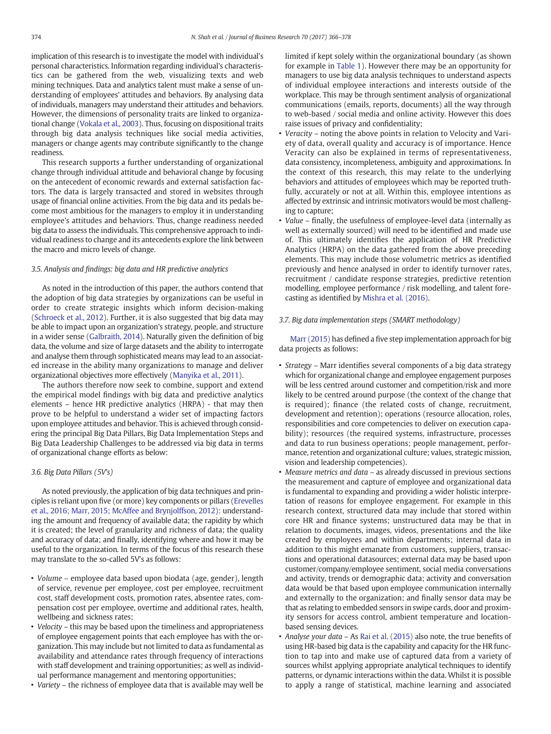implication of this research is to investigate the model with individual's personal characteristics. Information regarding individual's characteristics can be gathered from the web, visualizing texts and web mining techniques. Data and analytics talent must make a sense of understanding of employees' attitudes and behaviors. By analysing data of individuals, managers may understand their attitudes and behaviors. However, the dimensions of personality traits are linked to organizational change (Vokala et al., 2003). Thus, focusing on dispositional traits through big data analysis techniques like social media activities, managers or change agents may contribute significantly to the change readiness.

This research supports a further understanding of organizational change through individual attitude and behavioral change by focusing on the antecedent of economic rewards and external satisfaction factors. The data is largely transacted and stored in websites through usage of financial online activities. From the big data and its pedals become most ambitious for the managers to employ it in understanding employee's attitudes and behaviors. Thus, change readiness needed big data to assess the individuals. This comprehensive approach to individual readiness to change and its antecedents explore the link between the macro and micro levels of change.

### 3.5. Analysis and findings: big data and HR predictive analytics

As noted in the introduction of this paper, the authors contend that the adoption of big data strategies by organizations can be useful in order to create strategic insights which inform decision-making (Schroeck et al., 2012). Further, it is also suggested that big data may be able to impact upon an organization's strategy, people, and structure in a wider sense (Galbraith, 2014). Naturally given the definition of big data, the volume and size of large datasets and the ability to interrogate and analyse them through sophisticated means may lead to an associated increase in the ability many organizations to manage and deliver organizational objectives more effectively (Manyika et al., 2011).

The authors therefore now seek to combine, support and extend the empirical model findings with big data and predictive analytics elements – hence HR predictive analytics (HRPA) - that may then prove to be helpful to understand a wider set of impacting factors upon employee attitudes and behavior. This is achieved through considering the principal Big Data Pillars, Big Data Implementation Steps and Big Data Leadership Challenges to be addressed via big data in terms of organizational change efforts as below:

### 3.6. Big Data Pillars (5V's)

As noted previously, the application of big data techniques and principles is reliant upon five (or more) key components or pillars (Erevelles et al., 2016; Marr, 2015; McAffee and Brynjolffson, 2012): understanding the amount and frequency of available data; the rapidity by which it is created; the level of granularity and richness of data; the quality and accuracy of data; and finally, identifying where and how it may be useful to the organization. In terms of the focus of this research these may translate to the so-called 5V's as follows:

- *Volume* – employee data based upon biodata (age, gender), length of service, revenue per employee, cost per employee, recruitment cost, staff development costs, promotion rates, absentee rates, compensation cost per employee, overtime and additional rates, health, wellbeing and sickness rates;
- *Velocity* – this may be based upon the timeliness and appropriateness of employee engagement points that each employee has with the organization. This may include but not limited to data as fundamental as availability and attendance rates through frequency of interactions with staff development and training opportunities; as well as individual performance management and mentoring opportunities;
- *Variety* – the richness of employee data that is available may well be limited if kept solely within the organizational boundary (as shown for example in Table 1). However there may be an opportunity for managers to use big data analysis techniques to understand aspects of individual employee interactions and interests outside of the workplace. This may be through sentiment analysis of organizational communications (emails, reports, documents) all the way through to web-based / social media and online activity. However this does raise issues of privacy and confidentiality;
- *Veracity* – noting the above points in relation to Velocity and Variety of data, overall quality and accuracy is of importance. Hence Veracity can also be explained in terms of representativeness, data consistency, incompleteness, ambiguity and approximations. In the context of this research, this may relate to the underlying behaviors and attitudes of employees which may be reported truthfully, accurately or not at all. Within this, employee intentions as affected by extrinsic and intrinsic motivators would be most challenging to capture;
- *Value* – finally, the usefulness of employee-level data (internally as well as externally sourced) will need to be identified and made use of. This ultimately identifies the application of HR Predictive Analytics (HRPA) on the data gathered from the above preceding elements. This may include those volumetric metrics as identified previously and hence analysed in order to identify turnover rates, recruitment / candidate response strategies, predictive retention modelling, employee performance / risk modelling, and talent forecasting as identified by Mishra et al. (2016).

### 3.7. Big data implementation steps (SMART methodology)

Marr (2015) has defined a five step implementation approach for big data projects as follows:

- *Strategy* – Marr identifies several components of a big data strategy which for organizational change and employee engagement purposes will be less centred around customer and competition/risk and more likely to be centred around purpose (the context of the change that is required); finance (the related costs of change, recruitment, development and retention); operations (resource allocation, roles, responsibilities and core competencies to deliver on execution capability); resources (the required systems, infrastructure, processes and data to run business operations; people management, performance, retention and organizational culture; values, strategic mission, vision and leadership competencies).
- *Measure metrics and data* – as already discussed in previous sections the measurement and capture of employee and organizational data is fundamental to expanding and providing a wider holistic interpretation of reasons for employee engagement. For example in this research context, structured data may include that stored within core HR and finance systems; unstructured data may be that in relation to documents, images, videos, presentations and the like created by employees and within departments; internal data in addition to this might emanate from customers, suppliers, transactions and operational datasources; external data may be based upon customer/company/employee sentiment, social media conversations and activity, trends or demographic data; activity and conversation data would be that based upon employee communication internally and externally to the organization; and finally sensor data may be that as relating to embedded sensors in swipe cards, door and proximity sensors for access control, ambient temperature and location-based sensing devices.
- *Analyse your data* – As Rai et al. (2015) also note, the true benefits of using HR-based big data is the capability and capacity for the HR function to tap into and make use of captured data from a variety of sources whilst applying appropriate analytical techniques to identify patterns, or dynamic interactions within the data. Whilst it is possible to apply a range of statistical, machine learning and associated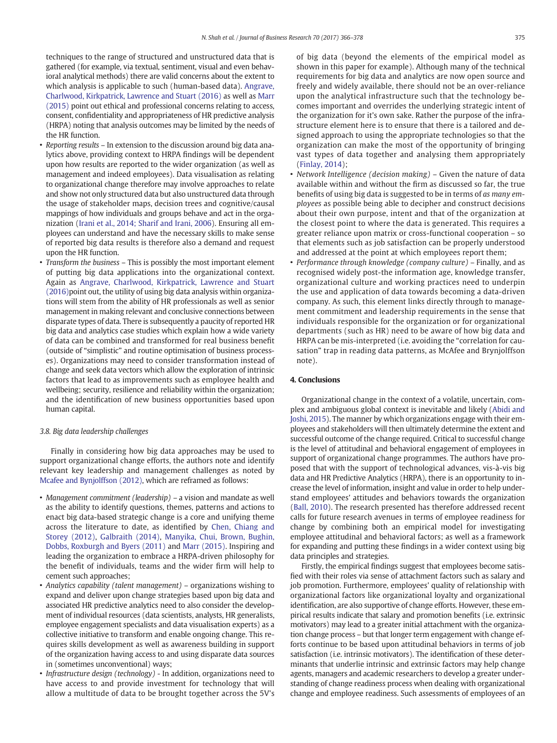techniques to the range of structured and unstructured data that is gathered (for example, via textual, sentiment, visual and even behavioral analytical methods) there are valid concerns about the extent to which analysis is applicable to such (human-based data). Angrave, Charlwood, Kirkpatrick, Lawrence and Stuart (2016) as well as Marr (2015) point out ethical and professional concerns relating to access, consent, confidentiality and appropriateness of HR predictive analysis (HRPA) noting that analysis outcomes may be limited by the needs of the HR function.

- *Reporting results* – In extension to the discussion around big data analytics above, providing context to HRPA findings will be dependent upon how results are reported to the wider organization (as well as management and indeed employees). Data visualisation as relating to organizational change therefore may involve approaches to relate and show not only structured data but also unstructured data through the usage of stakeholder maps, decision trees and cognitive/causal mappings of how individuals and groups behave and act in the organization (Irani et al., 2014; Sharif and Irani, 2006). Ensuring all employees can understand and have the necessary skills to make sense of reported big data results is therefore also a demand and request upon the HR function.
- *Transform the business* – This is possibly the most important element of putting big data applications into the organizational context. Again as Angrave, Charlwood, Kirkpatrick, Lawrence and Stuart (2016)point out, the utility of using big data analysis within organizations will stem from the ability of HR professionals as well as senior management in making relevant and conclusive connections between disparate types of data. There is subsequently a paucity of reported HR big data and analytics case studies which explain how a wide variety of data can be combined and transformed for real business benefit (outside of "simplistic" and routine optimisation of business processes). Organizations may need to consider transformation instead of change and seek data vectors which allow the exploration of intrinsic factors that lead to as improvements such as employee health and wellbeing; security, resilience and reliability within the organization; and the identification of new business opportunities based upon human capital.

### 3.8. Big data leadership challenges

Finally in considering how big data approaches may be used to support organizational change efforts, the authors note and identify relevant key leadership and management challenges as noted by Mcafee and Bynjolffson (2012), which are reframed as follows:

- *Management commitment (leadership)* – a vision and mandate as well as the ability to identify questions, themes, patterns and actions to enact big data-based strategic change is a core and unifying theme across the literature to date, as identified by Chen, Chiang and Storey (2012), Galbraith (2014), Manyika, Chui, Brown, Bughin, Dobbs, Roxburgh and Byers (2011) and Marr (2015). Inspiring and leading the organization to embrace a HRPA-driven philosophy for the benefit of individuals, teams and the wider firm will help to cement such approaches;
- *Analytics capability (talent management)* – organizations wishing to expand and deliver upon change strategies based upon big data and associated HR predictive analytics need to also consider the development of individual resources (data scientists, analysts, HR generalists, employee engagement specialists and data visualisation experts) as a collective initiative to transform and enable ongoing change. This requires skills development as well as awareness building in support of the organization having access to and using disparate data sources in (sometimes unconventional) ways;
- *Infrastructure design (technology)* - In addition, organizations need to have access to and provide investment for technology that will allow a multitude of data to be brought together across the 5V's of big data (beyond the elements of the empirical model as shown in this paper for example). Although many of the technical requirements for big data and analytics are now open source and freely and widely available, there should not be an over-reliance upon the analytical infrastructure such that the technology becomes important and overrides the underlying strategic intent of the organization for it's own sake. Rather the purpose of the infrastructure element here is to ensure that there is a tailored and designed approach to using the appropriate technologies so that the organization can make the most of the opportunity of bringing vast types of data together and analysing them appropriately (Finlay, 2014);
- *Network Intelligence (decision making)* – Given the nature of data available within and without the firm as discussed so far, the true benefits of using big data is suggested to be in terms of *as many employees* as possible being able to decipher and construct decisions about their own purpose, intent and that of the organization at the closest point to where the data is generated. This requires a greater reliance upon matrix or cross-functional cooperation – so that elements such as job satisfaction can be properly understood and addressed at the point at which employees report them;
- *Performance through knowledge (company culture)* – Finally, and as recognised widely post-the information age, knowledge transfer, organizational culture and working practices need to underpin the use and application of data towards becoming a data-driven company. As such, this element links directly through to management commitment and leadership requirements in the sense that individuals responsible for the organization or for organizational departments (such as HR) need to be aware of how big data and HRPA can be mis-interpreted (i.e. avoiding the "correlation for causation" trap in reading data patterns, as McAfee and Brynjolffson note).

## 4. Conclusions

Organizational change in the context of a volatile, uncertain, complex and ambiguous global context is inevitable and likely (Abidi and Joshi, 2015). The manner by which organizations engage with their employees and stakeholders will then ultimately determine the extent and successful outcome of the change required. Critical to successful change is the level of attitudinal and behavioral engagement of employees in support of organizational change programmes. The authors have proposed that with the support of technological advances, vis-à-vis big data and HR Predictive Analytics (HRPA), there is an opportunity to increase the level of information, insight and value in order to help understand employees' attitudes and behaviors towards the organization (Ball, 2010). The research presented has therefore addressed recent calls for future research avenues in terms of employee readiness for change by combining both an empirical model for investigating employee attitudinal and behavioral factors; as well as a framework for expanding and putting these findings in a wider context using big data principles and strategies.

Firstly, the empirical findings suggest that employees become satisfied with their roles via sense of attachment factors such as salary and job promotion. Furthermore, employees' quality of relationship with organizational factors like organizational loyalty and organizational identification, are also supportive of change efforts. However, these empirical results indicate that salary and promotion benefits (i.e. extrinsic motivators) may lead to a greater initial attachment with the organization change process – but that longer term engagement with change efforts continue to be based upon attitudinal behaviors in terms of job satisfaction (i.e. intrinsic motivators). The identification of these determinants that underlie intrinsic and extrinsic factors may help change agents, managers and academic researchers to develop a greater understanding of change readiness process when dealing with organizational change and employee readiness. Such assessments of employees of an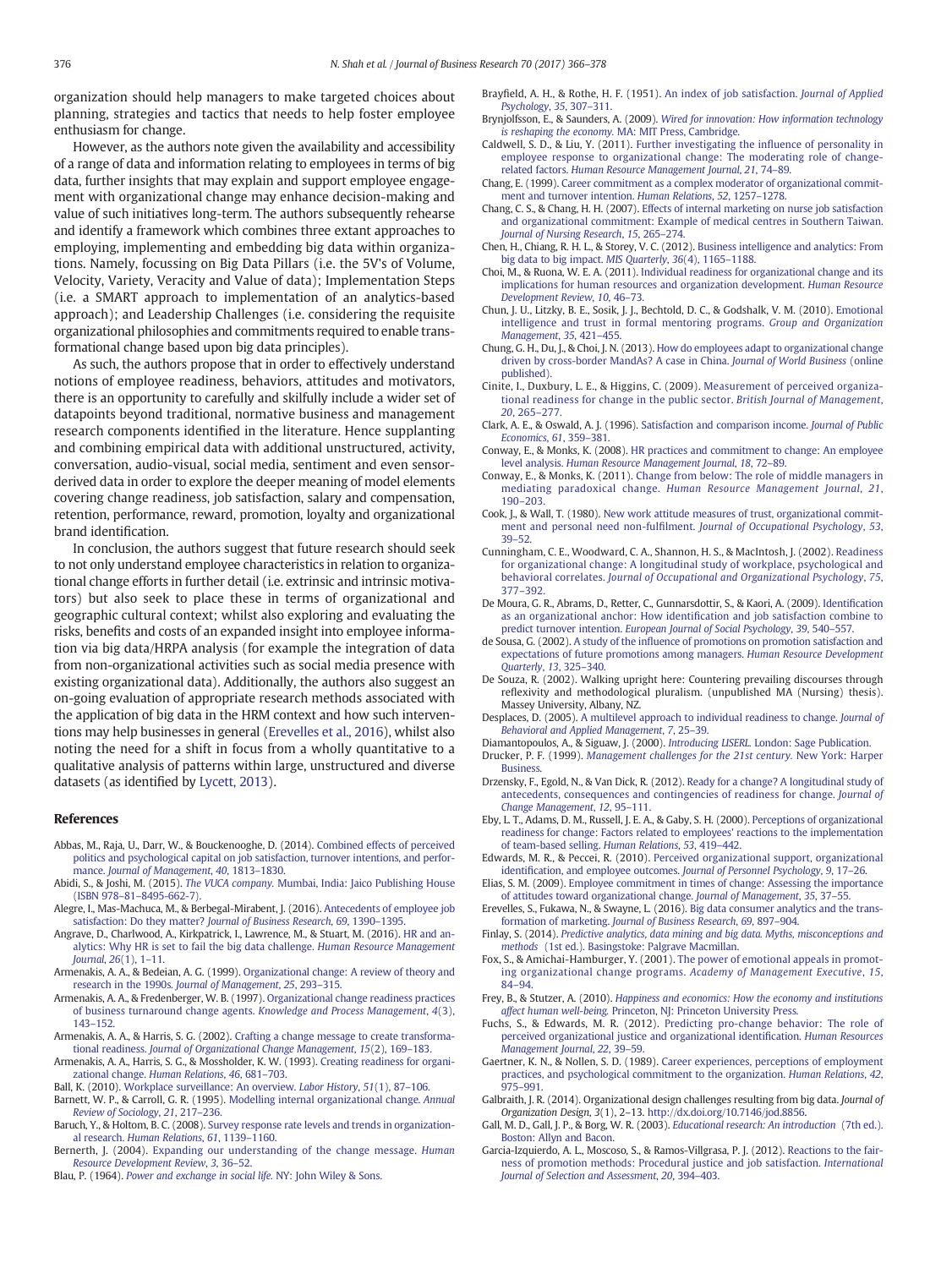organization should help managers to make targeted choices about planning, strategies and tactics that needs to help foster employee enthusiasm for change.

However, as the authors note given the availability and accessibility of a range of data and information relating to employees in terms of big data, further insights that may explain and support employee engagement with organizational change may enhance decision-making and value of such initiatives long-term. The authors subsequently rehearse and identify a framework which combines three extant approaches to employing, implementing and embedding big data within organizations. Namely, focussing on Big Data Pillars (i.e. the 5V's of Volume, Velocity, Variety, Veracity and Value of data); Implementation Steps (i.e. a SMART approach to implementation of an analytics-based approach); and Leadership Challenges (i.e. considering the requisite organizational philosophies and commitments required to enable transformational change based upon big data principles).

As such, the authors propose that in order to effectively understand notions of employee readiness, behaviors, attitudes and motivators, there is an opportunity to carefully and skilfully include a wider set of datapoints beyond traditional, normative business and management research components identified in the literature. Hence supplanting and combining empirical data with additional unstructured, activity, conversation, audio-visual, social media, sentiment and even sensor-derived data in order to explore the deeper meaning of model elements covering change readiness, job satisfaction, salary and compensation, retention, performance, reward, promotion, loyalty and organizational brand identification.

In conclusion, the authors suggest that future research should seek to not only understand employee characteristics in relation to organizational change efforts in further detail (i.e. extrinsic and intrinsic motivators) but also seek to place these in terms of organizational and geographic cultural context; whilst also exploring and evaluating the risks, benefits and costs of an expanded insight into employee information via big data/HRPA analysis (for example the integration of data from non-organizational activities such as social media presence with existing organizational data). Additionally, the authors also suggest an on-going evaluation of appropriate research methods associated with the application of big data in the HRM context and how such interventions may help businesses in general (Erevelles et al., 2016), whilst also noting the need for a shift in focus from a wholly quantitative to a qualitative analysis of patterns within large, unstructured and diverse datasets (as identified by Lycett, 2013).

## References

Abbas, M., Raja, U., Darr, W., & Bouckenooghe, D. (2014). Combined effects of perceived politics and psychological capital on job satisfaction, turnover intentions, and performance. *Journal of Management*, *40*, 1813–1830.

Abidi, S., & Joshi, M. (2015). *The VUCA company.* Mumbai, India: Jaico Publishing House (ISBN 978–81–8495-662-7).

Alegre, I., Mas-Machuca, M., & Berbegal-Mirabent, J. (2016). Antecedents of employee job satisfaction: Do they matter? *Journal of Business Research*, *69*, 1390–1395.

Angrave, D., Charlwood, A., Kirkpatrick, I., Lawrence, M., & Stuart, M. (2016). HR and analytics: Why HR is set to fail the big data challenge. *Human Resource Management Journal*, *26*(1), 1–11.

Armenakis, A. A., & Bedeian, A. G. (1999). Organizational change: A review of theory and research in the 1990s. *Journal of Management*, *25*, 293–315.

Armenakis, A. A., & Fredenberger, W. B. (1997). Organizational change readiness practices of business turnaround change agents. *Knowledge and Process Management*, *4*(3), 143–152.

Armenakis, A. A., & Harris, S. G. (2002). Crafting a change message to create transformational readiness. *Journal of Organizational Change Management*, *15*(2), 169–183.

Armenakis, A. A., Harris, S. G., & Mossholder, K. W. (1993). Creating readiness for organizational change. *Human Relations*, *46*, 681–703.

Ball, K. (2010). Workplace surveillance: An overview. *Labor History*, *51*(1), 87–106.

Barnett, W. P., & Carroll, G. R. (1995). Modelling internal organizational change. *Annual Review of Sociology*, *21*, 217–236.

Baruch, Y., & Holtom, B. C. (2008). Survey response rate levels and trends in organizational research. *Human Relations*, *61*, 1139–1160.

Bernerth, J. (2004). Expanding our understanding of the change message. *Human Resource Development Review*, *3*, 36–52.

Blau, P. (1964). *Power and exchange in social life.* NY: John Wiley & Sons.

Brayfield, A. H., & Rothe, H. F. (1951). An index of job satisfaction. *Journal of Applied Psychology*, *35*, 307–311.

Brynjolfsson, E., & Saunders, A. (2009). *Wired for innovation: How information technology is reshaping the economy.* MA: MIT Press, Cambridge.

Caldwell, S. D., & Liu, Y. (2011). Further investigating the influence of personality in employee response to organizational change: The moderating role of change-related factors. *Human Resource Management Journal*, *21*, 74–89.

Chang, E. (1999). Career commitment as a complex moderator of organizational commitment and turnover intention. *Human Relations*, *52*, 1257–1278.

Chang, C. S., & Chang, H. H. (2007). Effects of internal marketing on nurse job satisfaction and organizational commitment: Example of medical centres in Southern Taiwan. *Journal of Nursing Research*, *15*, 265–274.

Chen, H., Chiang, R. H. L., & Storey, V. C. (2012). Business intelligence and analytics: From big data to big impact. *MIS Quarterly*, *36*(4), 1165–1188.

Choi, M., & Ruona, W. E. A. (2011). Individual readiness for organizational change and its implications for human resources and organization development. *Human Resource Development Review*, *10*, 46–73.

Chun, J. U., Litzky, B. E., Sosik, J. J., Bechtold, D. C., & Godshalk, V. M. (2010). Emotional intelligence and trust in formal mentoring programs. *Group and Organization Management*, *35*, 421–455.

Chung, G. H., Du, J., & Choi, J. N. (2013). How do employees adapt to organizational change driven by cross-border MandAs? A case in China. *Journal of World Business* (online published).

Cinite, I., Duxbury, L. E., & Higgins, C. (2009). Measurement of perceived organizational readiness for change in the public sector. *British Journal of Management*, *20*, 265–277.

Clark, A. E., & Oswald, A. J. (1996). Satisfaction and comparison income. *Journal of Public Economics*, *61*, 359–381.

Conway, E., & Monks, K. (2008). HR practices and commitment to change: An employee level analysis. *Human Resource Management Journal*, *18*, 72–89.

Conway, E., & Monks, K. (2011). Change from below: The role of middle managers in mediating paradoxical change. *Human Resource Management Journal*, *21*, 190–203.

Cook, J., & Wall, T. (1980). New work attitude measures of trust, organizational commitment and personal need non-fulfilment. *Journal of Occupational Psychology*, *53*, 39–52.

Cunningham, C. E., Woodward, C. A., Shannon, H. S., & MacIntosh, J. (2002). Readiness for organizational change: A longitudinal study of workplace, psychological and behavioral correlates. *Journal of Occupational and Organizational Psychology*, *75*, 377–392.

De Moura, G. R., Abrams, D., Retter, C., Gunnarsdottir, S., & Kaori, A. (2009). Identification as an organizational anchor: How identification and job satisfaction combine to predict turnover intention. *European Journal of Social Psychology*, *39*, 540–557.

de Sousa, G. (2002). A study of the influence of promotions on promotion satisfaction and expectations of future promotions among managers. *Human Resource Development Quarterly*, *13*, 325–340.

De Souza, R. (2002). Walking upright here: Countering prevailing discourses through reflexivity and methodological pluralism. (unpublished MA (Nursing) thesis). Massey University, Albany, NZ.

Desplaces, D. (2005). A multilevel approach to individual readiness to change. *Journal of Behavioral and Applied Management*, *7*, 25–39.

Diamantopoulos, A., & Siguaw, J. (2000). *Introducing LISERL.* London: Sage Publication.

Drucker, P. F. (1999). *Management challenges for the 21st century.* New York: Harper Business.

Drzensky, F., Egold, N., & Van Dick, R. (2012). Ready for a change? A longitudinal study of antecedents, consequences and contingencies of readiness for change. *Journal of Change Management*, *12*, 95–111.

Eby, L. T., Adams, D. M., Russell, J. E. A., & Gaby, S. H. (2000). Perceptions of organizational readiness for change: Factors related to employees' reactions to the implementation of team-based selling. *Human Relations*, *53*, 419–442.

Edwards, M. R., & Peccei, R. (2010). Perceived organizational support, organizational identification, and employee outcomes. *Journal of Personnel Psychology*, *9*, 17–26.

Elias, S. M. (2009). Employee commitment in times of change: Assessing the importance of attitudes toward organizational change. *Journal of Management*, *35*, 37–55.

Erevelles, S., Fukawa, N., & Swayne, L. (2016). Big data consumer analytics and the transformation of marketing. *Journal of Business Research*, *69*, 897–904.

Finlay, S. (2014). *Predictive analytics, data mining and big data. Myths, misconceptions and methods* (1st ed.). Basingstoke: Palgrave Macmillan.

Fox, S., & Amichai-Hamburger, Y. (2001). The power of emotional appeals in promoting organizational change programs. *Academy of Management Executive*, *15*, 84–94.

Frey, B., & Stutzer, A. (2010). *Happiness and economics: How the economy and institutions affect human well-being.* Princeton, NJ: Princeton University Press.

Fuchs, S., & Edwards, M. R. (2012). Predicting pro-change behavior: The role of perceived organizational justice and organizational identification. *Human Resources Management Journal*, *22*, 39–59.

Gaertner, K. N., & Nollen, S. D. (1989). Career experiences, perceptions of employment practices, and psychological commitment to the organization. *Human Relations*, *42*, 975–991.

Galbraith, J. R. (2014). Organizational design challenges resulting from big data. *Journal of Organization Design*, *3*(1), 2–13. http://dx.doi.org/10.7146/jod.8856.

Gall, M. D., Gall, J. P., & Borg, W. R. (2003). *Educational research: An introduction* (7th ed.). Boston: Allyn and Bacon.

Garcia-Izquierdo, A. L., Moscoso, S., & Ramos-Villgrasa, P. J. (2012). Reactions to the fairness of promotion methods: Procedural justice and job satisfaction. *International Journal of Selection and Assessment*, *20*, 394–403.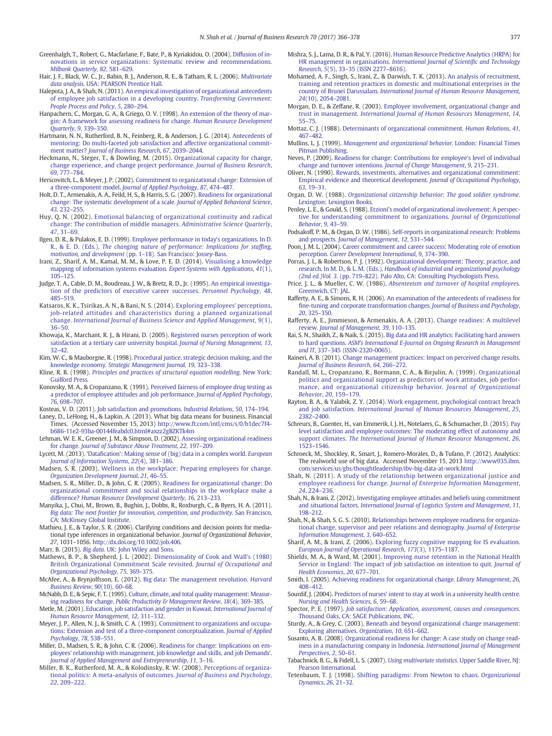Greenhalgh, T., Robert, G., Macfarlane, F., Bate, P., & Kyriakidou, O. (2004). Diffusion of innovations in service organizations: Systematic review and recommendations. *Milbank Quarterly*, *82*, 581–629.

Hair, J. F., Black, W. C., Jr., Babin, B. J., Anderson, R. E., & Tatham, R. L. (2006). *Multivariate data analysis*. USA: PEARSON Prentice Hall.

Halepota, J. A., & Shah, N. (2011). An empirical investigation of organizational antecedents of employee job satisfaction in a developing country. *Transforming Government: People Process and Policy*, *5*, 280–294.

Hanpachern, C., Morgan, G. A., & Griego, O. V. (1998). An extension of the theory of margin: A framework for assessing readiness for change. *Human Resource Development Quarterly*, *9*, 339–350.

Hartmann, N. N., Rutherford, B. N., Feinberg, R., & Anderson, J. G. (2014). Antecedents of mentoring: Do multi-faceted job satisfaction and affective organizational commitment matter? *Journal of Business Research*, *67*, 2039–2044.

Heckmann, N., Steger, T., & Dowling, M. (2015). Organizational capacity for change, change experience, and change project performance. *Journal of Business Research*, *69*, 777–784.

Herscovitch, L., & Meyer, J. P. (2002). Commitment to organizational change: Extension of a three-component model. *Journal of Applied Psychology*, *87*, 474–487.

Holt, D. T., Armenakis, A. A., Feild, H. S., & Harris, S. G. (2007). Readiness for organizational change: The systematic development of a scale. *Journal of Applied Behavioral Science*, *43*, 232–255.

Huy, Q. N. (2002). Emotional balancing of organizational continuity and radical change: The contribution of middle managers. *Administrative Science Quarterly*, *47*, 31–69.

Ilgen, D. R., & Pulakos, E. D. (1999). Employee performance in today's organizations. In D. R., & E. D. (Eds.), *The changing nature of performance: Implications for staffing, motivation, and development* (pp. 1–18). San Francisco: Jossey-Bass.

Irani, Z., Sharif, A. M., Kamal, M. M., & Love, P. E. D. (2014). Visualising a knowledge mapping of information systems evaluation. *Expert Systems with Applications*, *41*(1), 105–125.

Judge, T. A., Cable, D. M., Boudreau, J. W., & Bretz, R. D., Jr. (1995). An empirical investigation of the predictors of executive career successes. *Personnel Psychology*, *48*, 485–519.

Katsaros, K. K., Tsirikas, A. N., & Bani, N. S. (2014). Exploring employees' perceptions, job-related attitudes and characteristics during a planned organizational change. *International Journal of Business Science and Applied Management*, *9*(1), 36–50.

Khowaja, K., Marchant, R. J., & Hirani, D. (2005). Registered nurses perception of work satisfaction at a tertiary care university hospital. *Journal of Nursing Management*, *13*, 32–42.

Kim, W. C., & Mauborgne, R. (1998). Procedural justice, strategic decision making, and the knowledge economy. *Strategic Management Journal*, *19*, 323–338.

Kline, R. B. (1998). *Principles and practices of structural equation modelling*. New York: Guilford Press.

Konovsky, M. A., & Cropanzano, R. (1991). Perceived fairness of employee drug testing as a predictor of employee attitudes and job performance. *Journal of Applied Psychology*, *76*, 698–707.

Kosteas, V. D. (2011). Job satisfaction and promotions. *Industrial Relations*, *50*, 174–194.

Laney, D., LeHong, H., & Lapkin, A. (2013). What big data means for business. Financial Times. (Accessed November 15, 2013) http://www.ft.com/intl/cms/s/0/b1dec7f4-b686-11e2-93ba-00144feabdc0.html#axzz2gBZKTk4m

Lehman, W. E. K., Greener, J. M., & Simpson, D. (2002). Assessing organizational readiness for change. *Journal of Substance Abuse Treatment*, *22*, 197–209.

Lycett, M. (2013). 'Datafication': Making sense of (big) data in a complex world. *European Journal of Information Systems*, *22*(4), 381–386.

Madsen, S. R. (2003). Wellness in the workplace: Preparing employees for change. *Organization Development Journal*, *21*, 46–55.

Madsen, S. R., Miller, D., & John, C. R. (2005). Readiness for organizational change: Do organizational commitment and social relationships in the workplace make a difference? *Human Resource Development Quarterly*, *16*, 213–233.

Manyika, J., Chui, M., Brown, B., Bughin, J., Dobbs, R., Roxburgh, C., & Byers, H. A. (2011). *Big data: The next frontier for innovation, competition, and productivity*. San Francisco, CA: McKinsey Global Institute.

Mathieu, J. E., & Taylor, S. R. (2006). Clarifying conditions and decision points for mediational type inferences in organizational behavior. *Journal of Organizational Behavior*, *27*, 1031–1056. http://dx.doi.org/10.1002/job.406.

Marr, B. (2015). *Big data*. UK: John Wiley and Sons.

Mathews, B. P., & Shepherd, J. L. (2002). Dimensionality of Cook and Wall's (1980) British Organizational Commitment Scale revisited. *Journal of Occupational and Organizational Psychology*, *75*, 369–375.

McAfee, A., & Brynjolfsson, E. (2012). Big data: The management revolution. *Harvard Business Review*, *90*(10), 60–68.

McNabb, D. E., & Sepic, F. T. (1995). Culture, climate, and total quality management: Measuring readiness for change. *Public Productivity & Management Review*, *18*(4), 369–385.

Metle, M. (2001). Education, job satisfaction and gender in Kuwait. *International Journal of Human Resource Management*, *12*, 311–332.

Meyer, J. P., Allen, N. J., & Smith, C. A. (1993). Commitment to organizations and occupations: Extension and test of a three-component conceptualization. *Journal of Applied Psychology*, *78*, 538–551.

Miller, D., Madsen, S. R., & John, C. R. (2006). Readiness for change: Implications on employees' relationship with management, job knowledge and skills, and job Demands'. *Journal of Applied Management and Entrepreneurship*, *11*, 3–16.

Miller, B. K., Rutherford, M. A., & Kolodinsky, R. W. (2008). Perceptions of organizational politics: A meta-analysis of outcomes. *Journal of Business and Psychology*, *22*, 209–222.

Mishra, S. J., Lama, D. R., & Pal, Y. (2016). Human Resource Predictive Analytics (HRPA) for HR management in organisations. *International Journal of Scientific and Technology Research*, *5*(5), 33–35 (ISSN 2277–8616).

Mohamed, A. F., Singh, S., Irani, Z., & Darwish, T. K. (2013). An analysis of recruitment, training and retention practices in domestic and multinational enterprises in the country of Brunei Darussalam. *International Journal of Human Resource Management*, *24*(10), 2054–2081.

Morgan, D. E., & Zeffane, R. (2003). Employee involvement, organizational change and trust in management. *International Journal of Human Resources Management*, *14*, 55–75.

Mottaz, C. J. (1988). Determinants of organizational commitment. *Human Relations*, *41*, 467–482.

Mullins, L. J. (1999). *Management and organizational behavior*. London: Financial Times Pitman Publishing.

Neves, P. (2009). Readiness for change: Contributions for employee's level of individual change and turnover intentions. *Journal of Change Management*, *9*, 215–231.

Oliver, N. (1990). Rewards, investments, alternatives and organizational commitment: Empirical evidence and theoretical development. *Journal of Occupational Psychology*, *63*, 19–31.

Organ, D. W. (1988). *Organizational citizenship behavior: The good soldier syndrome*. Lexington: Lexington Books.

Penley, L. E., & Gould, S. (1988). Etzioni's model of organizational involvement: A perspective for understanding commitment to organizations. *Journal of Organizational Behavior*, *9*, 43–59.

Podsakoff, P. M., & Organ, D. W. (1986). Self-reports in organizational research: Problems and prospects. *Journal of Management*, *12*, 531–544.

Poon, J. M. L. (2004). Career commitment and career success: Moderating role of emotion perception. *Career Development International*, *9*, 374–390.

Porras, J. I., & Robertson, P. J. (1992). Organizational development: Theory, practice, and research. In M. D., & L. M. (Eds.), *Handbook of industrial and organizational psychology (2nd ed.)Vol. 3*. (pp. 719–822). Palo Alto, CA: Consulting Psychologists Press.

Price, J. L., & Mueller, C. W. (1986). *Absenteeism and turnover of hospital employees*. Greenwich, CT: JAL.

Rafferty, A. E., & Simons, R. H. (2006). An examination of the antecedents of readiness for fine-tuning and corporate transformation changes. *Journal of Business and Psychology*, *20*, 325–350.

Rafferty, A. E., Jimmieson, & Armenakis, A. A. (2013). Change readines: A multilevel review. *Journal of Management*, *39*, 110–135.

Rai, S. N., Shaikh, Z., & Naik, S. (2015). Big data and HR analytics: Facilitating hard answers to hard questions. *ASM's International E-Journal on Ongoing Research in Management and IT*, 337–345 (ISSN-2320-0065).

Raineri, A. B. (2011). Change management practices: Impact on perceived change results. *Journal of Business Research*, *64*, 266–272.

Randall, M. L., Cropanzano, R., Bormann, C. A., & Birjulin, A. (1999). Organizational politics and organizational support as predictors of work attitudes, job performance, and organizational citizenship behavior. *Journal of Organizational Behavior*, *20*, 159–179.

Rayton, B. A., & Yalabik, Z. Y. (2014). Work engagement, psychological contract breach and job satisfaction. *International Journal of Human Resources Management*, *25*, 2382–2400.

Schreurs, B., Guenter, H., van Emmerik, I. J. H., Notelaers, G., & Schumacher, D. (2015). Pay level satisfaction and employee outcomes: The moderating effect of autonomy and support climates. *The International Journal of Human Resource Management*, *26*, 1523–1546.

Schroeck, M., Shockley, R., Smart, J., Romero-Morales, D., & Tufano, P. (2012). Analytics: The realworld use of big data. Accessed November 15, 2013 http://www935.ibm.com/services/us/gbs/thoughtleadership/ibv-big-data-at-work.html

Shah, N. (2011). A study of the relationship between organizational justice and employee readiness for change. *Journal of Enterprise Information Management*, *24*, 224–236.

Shah, N., & Irani, Z. (2012). Investigating employee attitudes and beliefs using commitment and situational factors. *International Journal of Logistics System and Management*, *11*, 198–212.

Shah, N., & Shah, S. G. S. (2010). Relationships between employee readiness for organizational change, supervisor and peer relations and demography. *Journal of Enterprise Information Management*, *3*, 640–652.

Sharif, A. M., & Irani, Z. (2006). Exploring fuzzy cognitive mapping for IS evaluation. *European Journal of Operational Research*, *173*(3), 1175–1187.

Shields, M. A., & Ward, M. (2001). Improving nurse retention in the National Health Service in England: The impact of job satisfaction on intention to quit. *Journal of Health Economics*, *20*, 677–701.

Smith, I. (2005). Achieving readiness for organizational change. *Library Management*, *26*, 408–412.

Sourdif, J. (2004). Predictors of nurses' intent to stay at work in a university health centre. *Nursing and Health Sciences*, *6*, 59–68.

Spector, P. E. (1997). *Job satisfaction: Application, assessment, causes and consequences*. Thousand Oaks, CA: SAGE Publications, INC.

Sturdy, A., & Grey, C. (2003). Beneath and beyond organizational change management: Exploring alternatives. *Organization*, *10*, 651–662.

Susanto, A. B. (2008). Organizational readiness for change: A case study on change readiness in a manufacturing company in Indonesia. *International Journal of Management Perspectives*, *2*, 50–61.

Tabachnick, B. G., & Fidell, L. S. (2007). *Using multivariate statistics*. Upper Saddle River, NJ: Pearson International.

Tetenbaum, T. J. (1998). Shifting paradigms: From Newton to chaos. *Organizational Dynamics*, *26*, 21–32.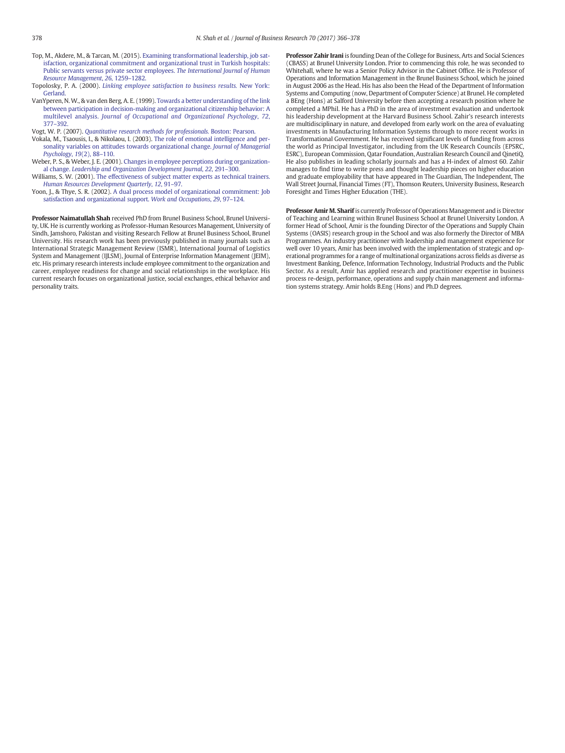Top, M., Akdere, M., & Tarcan, M. (2015). Examining transformational leadership, job satisfaction, organizational commitment and organizational trust in Turkish hospitals: Public servants versus private sector employees. *The International Journal of Human Resource Management*, *26*, 1259–1282.

Topolosky, P. A. (2000). *Linking employee satisfaction to business results.* New York: Gerland.

VanYperen, N. W., & van den Berg, A. E. (1999). Towards a better understanding of the link between participation in decision-making and organizational citizenship behavior: A multilevel analysis. *Journal of Occupational and Organizational Psychology*, *72*, 377–392.

Vogt, W. P. (2007). *Quantitative research methods for professionals.* Boston: Pearson.

Vokala, M., Tsaousis, I., & Nikolaou, I. (2003). The role of emotional intelligence and personality variables on attitudes towards organizational change. *Journal of Managerial Psychology*, *19*(2), 88–110.

Weber, P. S., & Weber, J. E. (2001). Changes in employee perceptions during organizational change. *Leadership and Organization Development Journal*, *22*, 291–300.

Williams, S. W. (2001). The effectiveness of subject matter experts as technical trainers. *Human Resources Development Quarterly*, *12*, 91–97.

Yoon, J., & Thye, S. R. (2002). A dual process model of organizational commitment: Job satisfaction and organizational support. *Work and Occupations*, *29*, 97–124.

**Professor Naimatullah Shah** received PhD from Brunel Business School, Brunel University, UK. He is currently working as Professor-Human Resources Management, University of Sindh, Jamshoro, Pakistan and visiting Research Fellow at Brunel Business School, Brunel University. His research work has been previously published in many journals such as International Strategic Management Review (ISMR), International Journal of Logistics System and Management (IJLSM), Journal of Enterprise Information Management (JEIM), etc. His primary research interests include employee commitment to the organization and career, employee readiness for change and social relationships in the workplace. His current research focuses on organizational justice, social exchanges, ethical behavior and personality traits.

**Professor Zahir Irani** is founding Dean of the College for Business, Arts and Social Sciences (CBASS) at Brunel University London. Prior to commencing this role, he was seconded to Whitehall, where he was a Senior Policy Advisor in the Cabinet Office. He is Professor of Operations and Information Management in the Brunel Business School, which he joined in August 2006 as the Head. His has also been the Head of the Department of Information Systems and Computing (now, Department of Computer Science) at Brunel. He completed a BEng (Hons) at Salford University before then accepting a research position where he completed a MPhil. He has a PhD in the area of investment evaluation and undertook his leadership development at the Harvard Business School. Zahir's research interests are multidisciplinary in nature, and developed from early work on the area of evaluating investments in Manufacturing Information Systems through to more recent works in Transformational Government. He has received significant levels of funding from across the world as Principal Investigator, including from the UK Research Councils (EPSRC, ESRC), European Commission, Qatar Foundation, Australian Research Council and QinetiQ. He also publishes in leading scholarly journals and has a H-index of almost 60. Zahir manages to find time to write press and thought leadership pieces on higher education and graduate employability that have appeared in The Guardian, The Independent, The Wall Street Journal, Financial Times (FT), Thomson Reuters, University Business, Research Foresight and Times Higher Education (THE).

**Professor Amir M. Sharif** is currently Professor of Operations Management and is Director of Teaching and Learning within Brunel Business School at Brunel University London. A former Head of School, Amir is the founding Director of the Operations and Supply Chain Systems (OASIS) research group in the School and was also formerly the Director of MBA Programmes. An industry practitioner with leadership and management experience for well over 10 years, Amir has been involved with the implementation of strategic and operational programmes for a range of multinational organizations across fields as diverse as Investment Banking, Defence, Information Technology, Industrial Products and the Public Sector. As a result, Amir has applied research and practitioner expertise in business process re-design, performance, operations and supply chain management and information systems strategy. Amir holds B.Eng (Hons) and Ph.D degrees.